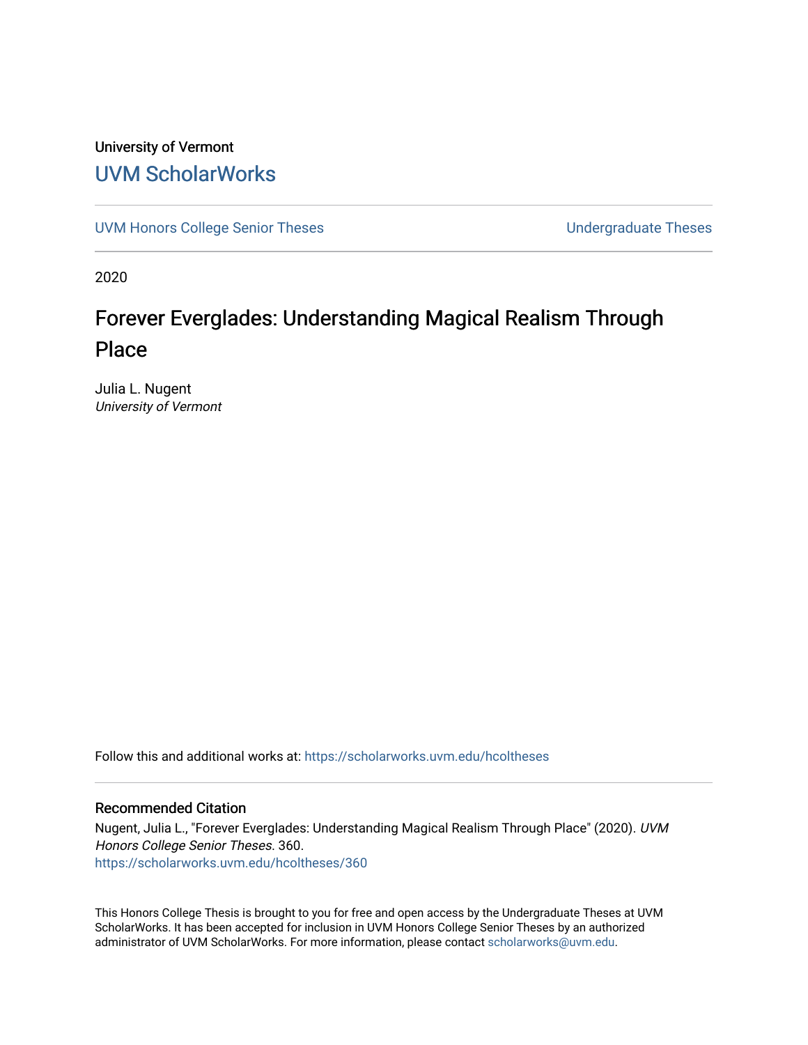University of Vermont

# UVM ScholarWorks

UVM Honors College Senior Theses | Undergraduate Theses

2020

# Forever Everglades: Understanding Magical Realism Through Place

Julia L. Nugent
*University of Vermont*

Follow this and additional works at: https://scholarworks.uvm.edu/hcoltheses

## Recommended Citation

Nugent, Julia L., "Forever Everglades: Understanding Magical Realism Through Place" (2020). *UVM Honors College Senior Theses*. 360.
https://scholarworks.uvm.edu/hcoltheses/360

This Honors College Thesis is brought to you for free and open access by the Undergraduate Theses at UVM ScholarWorks. It has been accepted for inclusion in UVM Honors College Senior Theses by an authorized administrator of UVM ScholarWorks. For more information, please contact scholarworks@uvm.edu.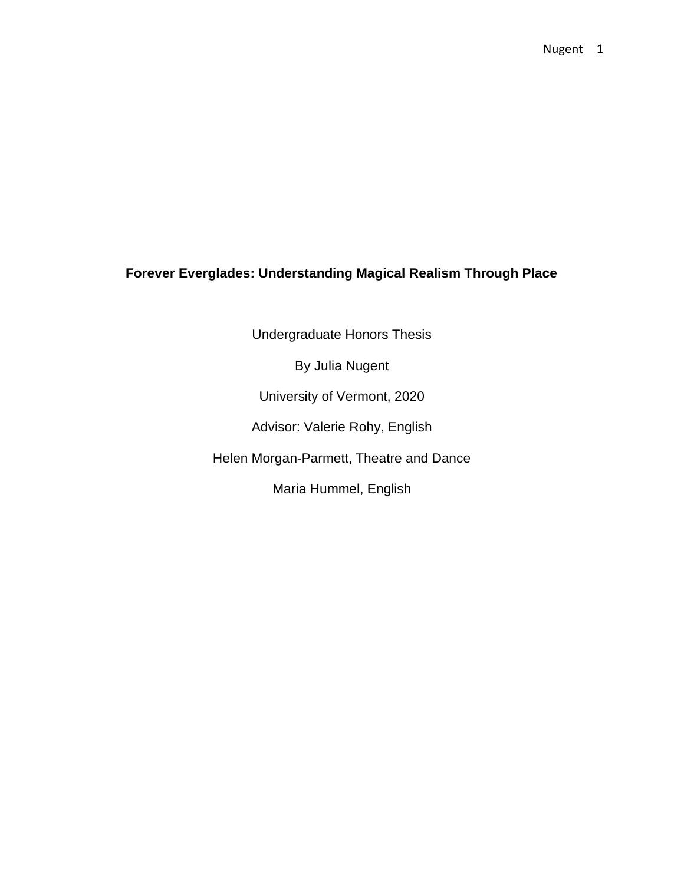# Forever Everglades: Understanding Magical Realism Through Place

Undergraduate Honors Thesis

By Julia Nugent

University of Vermont, 2020

Advisor: Valerie Rohy, English

Helen Morgan-Parmett, Theatre and Dance

Maria Hummel, English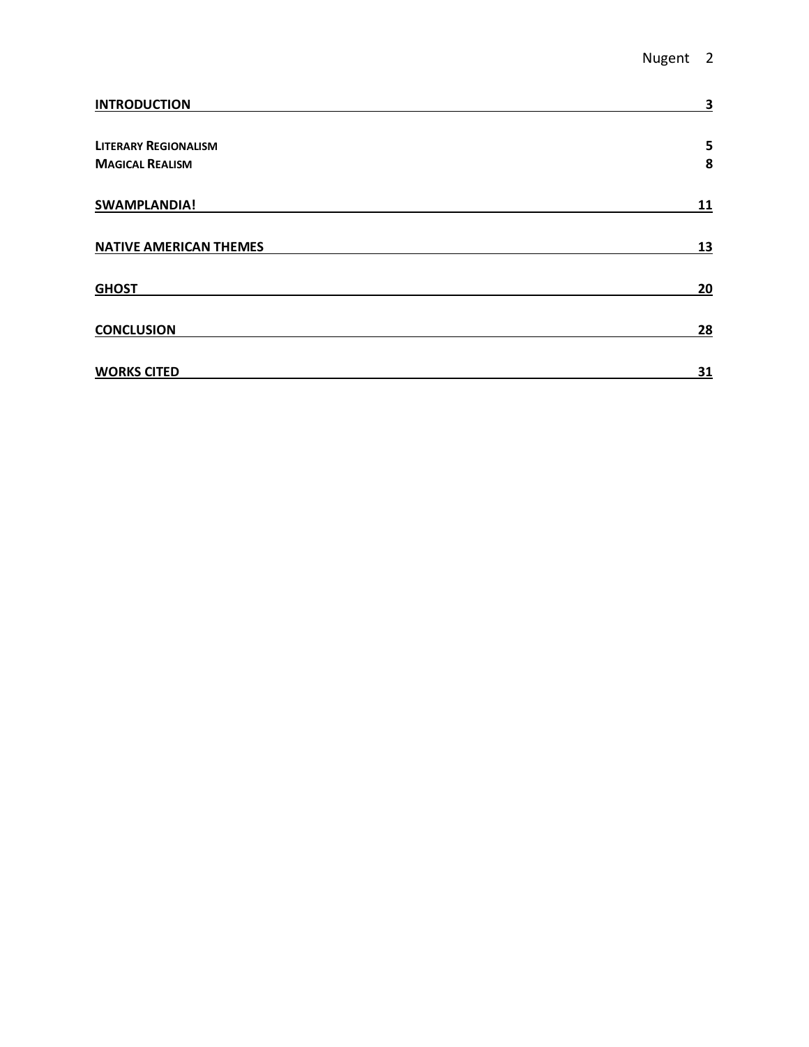| | |
|---|---|
| **INTRODUCTION** | **3** |
| **LITERARY REGIONALISM** | **5** |
| **MAGICAL REALISM** | **8** |
| **SWAMPLANDIA!** | **11** |
| **NATIVE AMERICAN THEMES** | **13** |
| **GHOST** | **20** |
| **CONCLUSION** | **28** |
| **WORKS CITED** | **31** |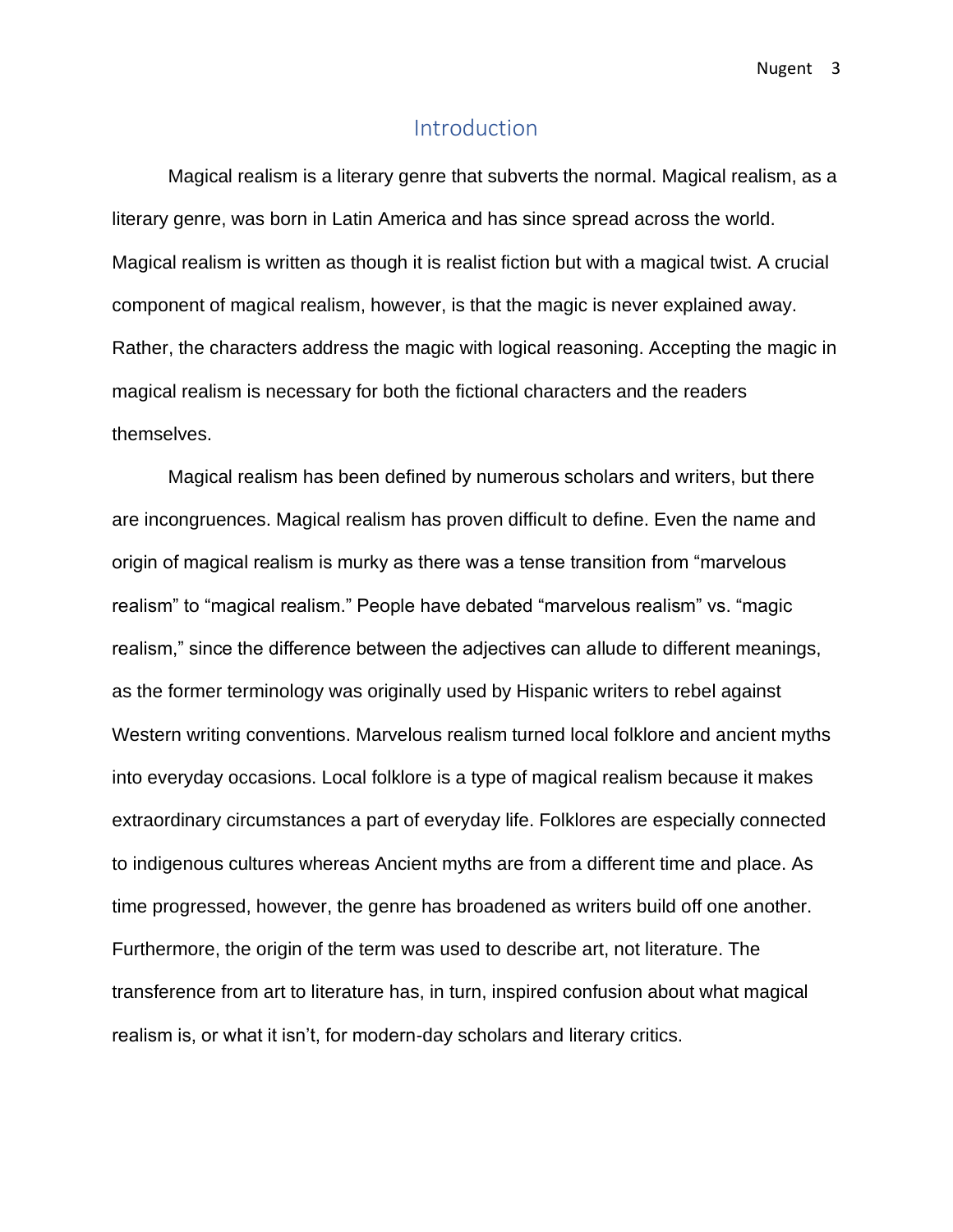# Introduction

Magical realism is a literary genre that subverts the normal. Magical realism, as a literary genre, was born in Latin America and has since spread across the world. Magical realism is written as though it is realist fiction but with a magical twist. A crucial component of magical realism, however, is that the magic is never explained away. Rather, the characters address the magic with logical reasoning. Accepting the magic in magical realism is necessary for both the fictional characters and the readers themselves.

Magical realism has been defined by numerous scholars and writers, but there are incongruences. Magical realism has proven difficult to define. Even the name and origin of magical realism is murky as there was a tense transition from "marvelous realism" to "magical realism." People have debated "marvelous realism" vs. "magic realism," since the difference between the adjectives can allude to different meanings, as the former terminology was originally used by Hispanic writers to rebel against Western writing conventions. Marvelous realism turned local folklore and ancient myths into everyday occasions. Local folklore is a type of magical realism because it makes extraordinary circumstances a part of everyday life. Folklores are especially connected to indigenous cultures whereas Ancient myths are from a different time and place. As time progressed, however, the genre has broadened as writers build off one another. Furthermore, the origin of the term was used to describe art, not literature. The transference from art to literature has, in turn, inspired confusion about what magical realism is, or what it isn't, for modern-day scholars and literary critics.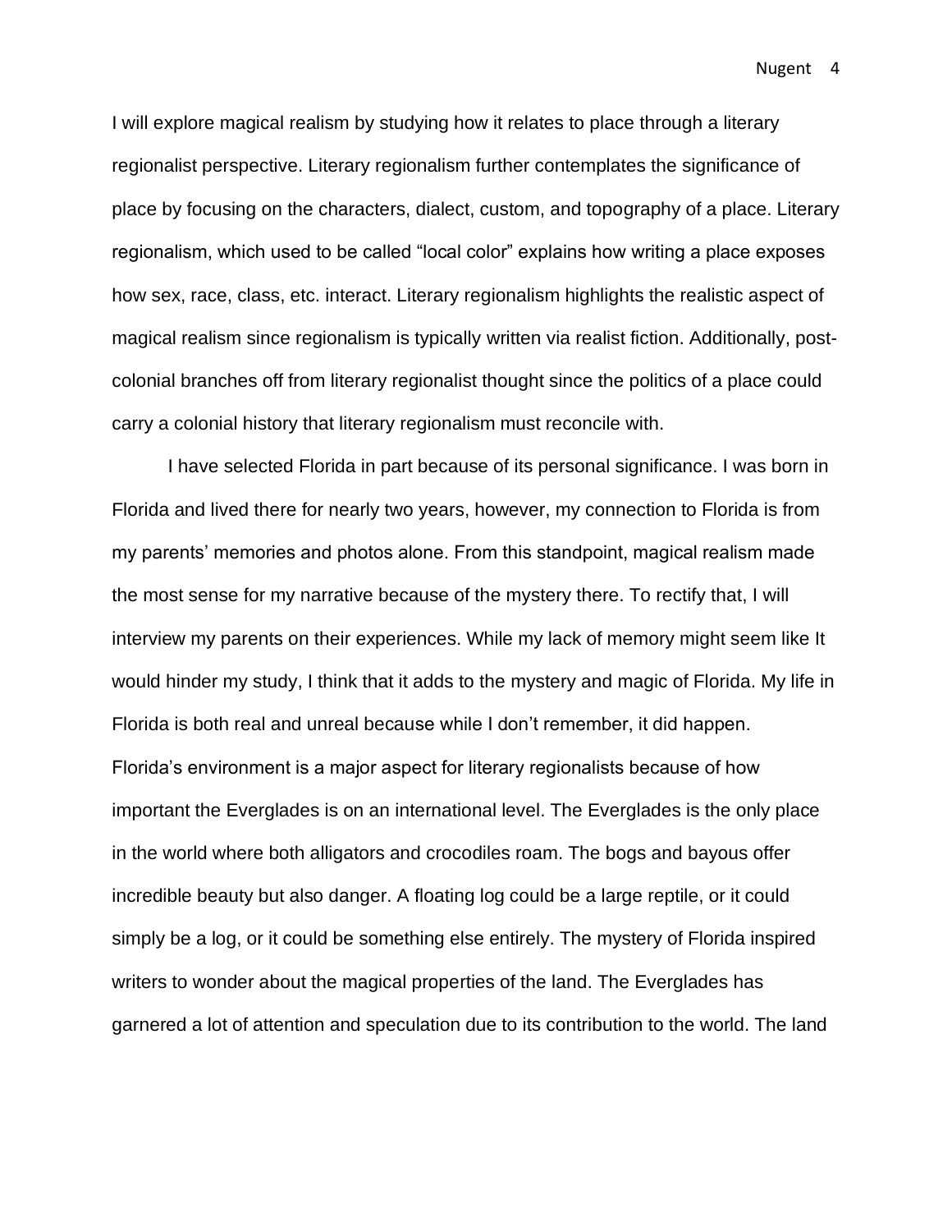I will explore magical realism by studying how it relates to place through a literary regionalist perspective. Literary regionalism further contemplates the significance of place by focusing on the characters, dialect, custom, and topography of a place. Literary regionalism, which used to be called "local color" explains how writing a place exposes how sex, race, class, etc. interact. Literary regionalism highlights the realistic aspect of magical realism since regionalism is typically written via realist fiction. Additionally, post-colonial branches off from literary regionalist thought since the politics of a place could carry a colonial history that literary regionalism must reconcile with.

I have selected Florida in part because of its personal significance. I was born in Florida and lived there for nearly two years, however, my connection to Florida is from my parents' memories and photos alone. From this standpoint, magical realism made the most sense for my narrative because of the mystery there. To rectify that, I will interview my parents on their experiences. While my lack of memory might seem like It would hinder my study, I think that it adds to the mystery and magic of Florida. My life in Florida is both real and unreal because while I don't remember, it did happen. Florida's environment is a major aspect for literary regionalists because of how important the Everglades is on an international level. The Everglades is the only place in the world where both alligators and crocodiles roam. The bogs and bayous offer incredible beauty but also danger. A floating log could be a large reptile, or it could simply be a log, or it could be something else entirely. The mystery of Florida inspired writers to wonder about the magical properties of the land. The Everglades has garnered a lot of attention and speculation due to its contribution to the world. The land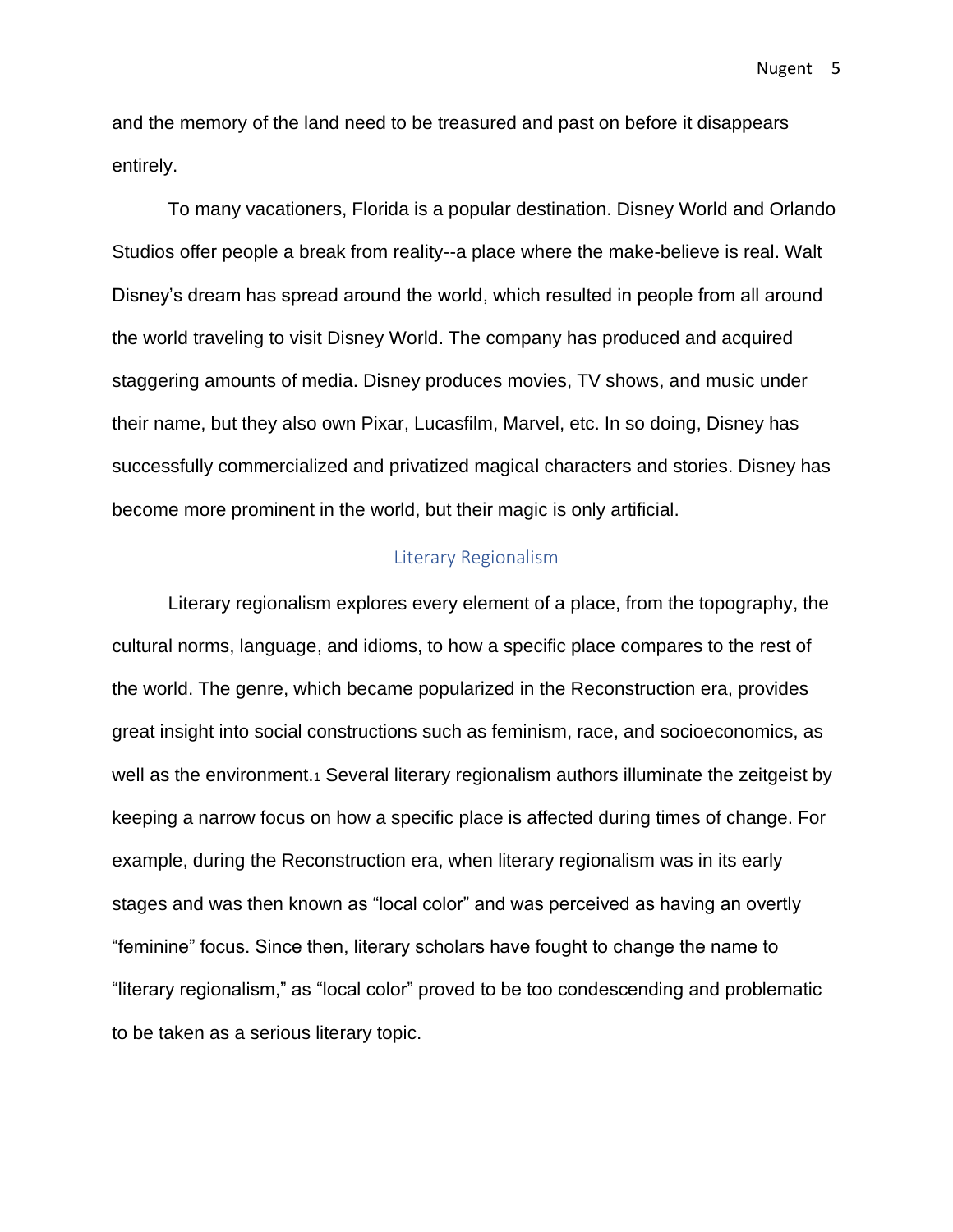and the memory of the land need to be treasured and past on before it disappears entirely.

To many vacationers, Florida is a popular destination. Disney World and Orlando Studios offer people a break from reality--a place where the make-believe is real. Walt Disney's dream has spread around the world, which resulted in people from all around the world traveling to visit Disney World. The company has produced and acquired staggering amounts of media. Disney produces movies, TV shows, and music under their name, but they also own Pixar, Lucasfilm, Marvel, etc. In so doing, Disney has successfully commercialized and privatized magical characters and stories. Disney has become more prominent in the world, but their magic is only artificial.

## Literary Regionalism

Literary regionalism explores every element of a place, from the topography, the cultural norms, language, and idioms, to how a specific place compares to the rest of the world. The genre, which became popularized in the Reconstruction era, provides great insight into social constructions such as feminism, race, and socioeconomics, as well as the environment.[1] Several literary regionalism authors illuminate the zeitgeist by keeping a narrow focus on how a specific place is affected during times of change. For example, during the Reconstruction era, when literary regionalism was in its early stages and was then known as "local color" and was perceived as having an overtly "feminine" focus. Since then, literary scholars have fought to change the name to "literary regionalism," as "local color" proved to be too condescending and problematic to be taken as a serious literary topic.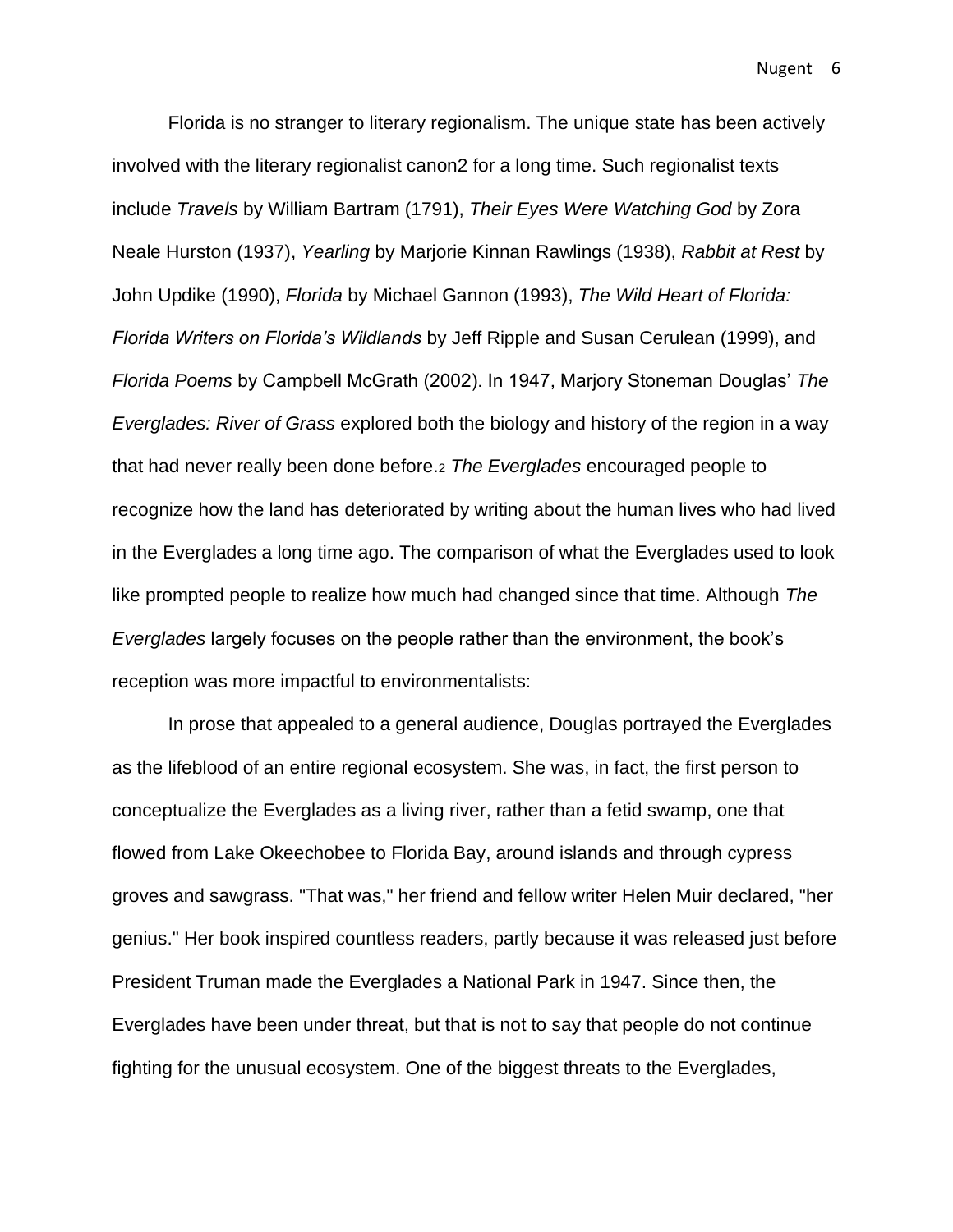Florida is no stranger to literary regionalism. The unique state has been actively involved with the literary regionalist canon2 for a long time. Such regionalist texts include *Travels* by William Bartram (1791), *Their Eyes Were Watching God* by Zora Neale Hurston (1937), *Yearling* by Marjorie Kinnan Rawlings (1938), *Rabbit at Rest* by John Updike (1990), *Florida* by Michael Gannon (1993), *The Wild Heart of Florida: Florida Writers on Florida's Wildlands* by Jeff Ripple and Susan Cerulean (1999), and *Florida Poems* by Campbell McGrath (2002). In 1947, Marjory Stoneman Douglas' *The Everglades: River of Grass* explored both the biology and history of the region in a way that had never really been done before.[2] *The Everglades* encouraged people to recognize how the land has deteriorated by writing about the human lives who had lived in the Everglades a long time ago. The comparison of what the Everglades used to look like prompted people to realize how much had changed since that time. Although *The Everglades* largely focuses on the people rather than the environment, the book's reception was more impactful to environmentalists:

In prose that appealed to a general audience, Douglas portrayed the Everglades as the lifeblood of an entire regional ecosystem. She was, in fact, the first person to conceptualize the Everglades as a living river, rather than a fetid swamp, one that flowed from Lake Okeechobee to Florida Bay, around islands and through cypress groves and sawgrass. "That was," her friend and fellow writer Helen Muir declared, "her genius." Her book inspired countless readers, partly because it was released just before President Truman made the Everglades a National Park in 1947. Since then, the Everglades have been under threat, but that is not to say that people do not continue fighting for the unusual ecosystem. One of the biggest threats to the Everglades,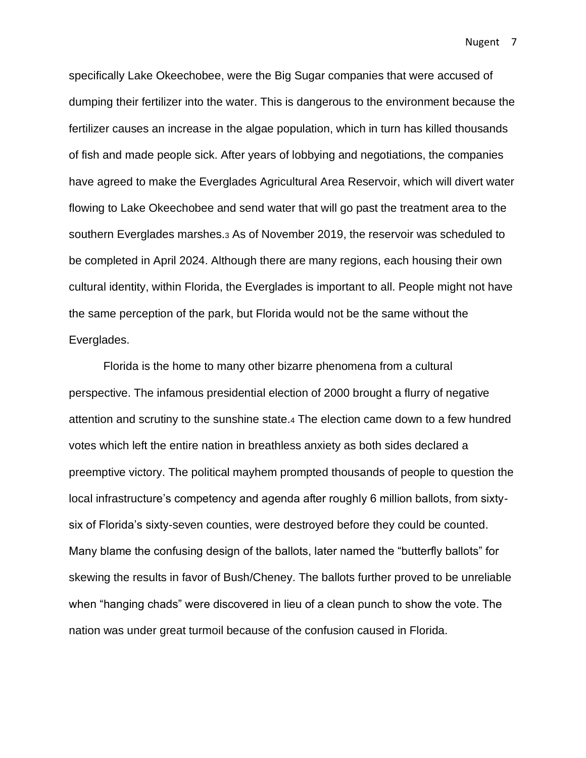specifically Lake Okeechobee, were the Big Sugar companies that were accused of dumping their fertilizer into the water. This is dangerous to the environment because the fertilizer causes an increase in the algae population, which in turn has killed thousands of fish and made people sick. After years of lobbying and negotiations, the companies have agreed to make the Everglades Agricultural Area Reservoir, which will divert water flowing to Lake Okeechobee and send water that will go past the treatment area to the southern Everglades marshes.[3] As of November 2019, the reservoir was scheduled to be completed in April 2024. Although there are many regions, each housing their own cultural identity, within Florida, the Everglades is important to all. People might not have the same perception of the park, but Florida would not be the same without the Everglades.

Florida is the home to many other bizarre phenomena from a cultural perspective. The infamous presidential election of 2000 brought a flurry of negative attention and scrutiny to the sunshine state.[4] The election came down to a few hundred votes which left the entire nation in breathless anxiety as both sides declared a preemptive victory. The political mayhem prompted thousands of people to question the local infrastructure's competency and agenda after roughly 6 million ballots, from sixty-six of Florida's sixty-seven counties, were destroyed before they could be counted. Many blame the confusing design of the ballots, later named the "butterfly ballots" for skewing the results in favor of Bush/Cheney. The ballots further proved to be unreliable when "hanging chads" were discovered in lieu of a clean punch to show the vote. The nation was under great turmoil because of the confusion caused in Florida.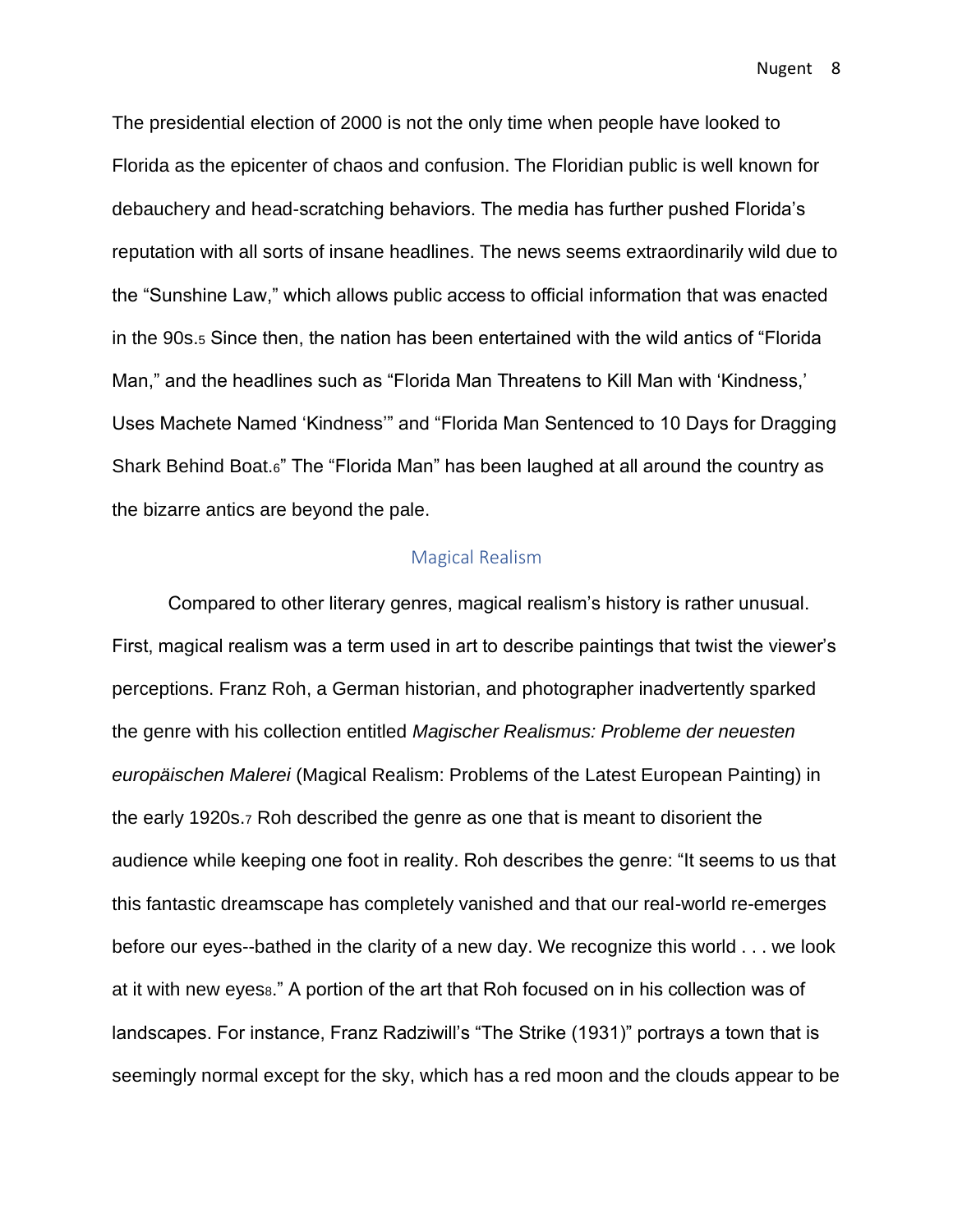The presidential election of 2000 is not the only time when people have looked to Florida as the epicenter of chaos and confusion. The Floridian public is well known for debauchery and head-scratching behaviors. The media has further pushed Florida's reputation with all sorts of insane headlines. The news seems extraordinarily wild due to the "Sunshine Law," which allows public access to official information that was enacted in the 90s.[5] Since then, the nation has been entertained with the wild antics of "Florida Man," and the headlines such as "Florida Man Threatens to Kill Man with 'Kindness,' Uses Machete Named 'Kindness'" and "Florida Man Sentenced to 10 Days for Dragging Shark Behind Boat.[6]" The "Florida Man" has been laughed at all around the country as the bizarre antics are beyond the pale.

## Magical Realism

Compared to other literary genres, magical realism's history is rather unusual. First, magical realism was a term used in art to describe paintings that twist the viewer's perceptions. Franz Roh, a German historian, and photographer inadvertently sparked the genre with his collection entitled *Magischer Realismus: Probleme der neuesten europäischen Malerei* (Magical Realism: Problems of the Latest European Painting) in the early 1920s.[7] Roh described the genre as one that is meant to disorient the audience while keeping one foot in reality. Roh describes the genre: "It seems to us that this fantastic dreamscape has completely vanished and that our real-world re-emerges before our eyes--bathed in the clarity of a new day. We recognize this world . . . we look at it with new eyes[8]." A portion of the art that Roh focused on in his collection was of landscapes. For instance, Franz Radziwill's "The Strike (1931)" portrays a town that is seemingly normal except for the sky, which has a red moon and the clouds appear to be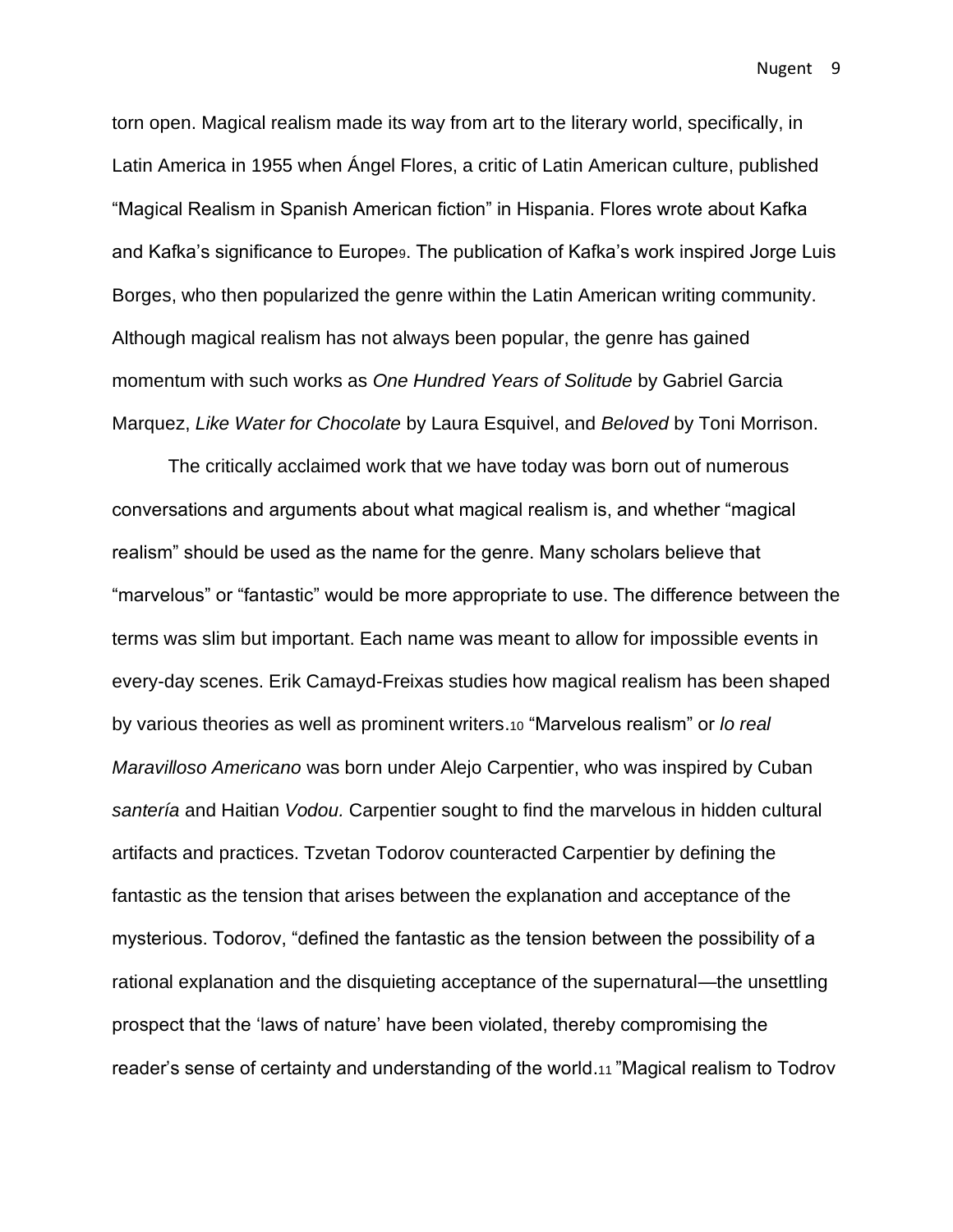torn open. Magical realism made its way from art to the literary world, specifically, in Latin America in 1955 when Ángel Flores, a critic of Latin American culture, published “Magical Realism in Spanish American fiction” in Hispania. Flores wrote about Kafka and Kafka’s significance to Europe[9]. The publication of Kafka’s work inspired Jorge Luis Borges, who then popularized the genre within the Latin American writing community. Although magical realism has not always been popular, the genre has gained momentum with such works as *One Hundred Years of Solitude* by Gabriel Garcia Marquez, *Like Water for Chocolate* by Laura Esquivel, and *Beloved* by Toni Morrison.

The critically acclaimed work that we have today was born out of numerous conversations and arguments about what magical realism is, and whether “magical realism” should be used as the name for the genre. Many scholars believe that “marvelous” or “fantastic” would be more appropriate to use. The difference between the terms was slim but important. Each name was meant to allow for impossible events in every-day scenes. Erik Camayd-Freixas studies how magical realism has been shaped by various theories as well as prominent writers.[10] “Marvelous realism” or *lo real Maravilloso Americano* was born under Alejo Carpentier, who was inspired by Cuban *santería* and Haitian *Vodou.* Carpentier sought to find the marvelous in hidden cultural artifacts and practices. Tzvetan Todorov counteracted Carpentier by defining the fantastic as the tension that arises between the explanation and acceptance of the mysterious. Todorov, “defined the fantastic as the tension between the possibility of a rational explanation and the disquieting acceptance of the supernatural—the unsettling prospect that the ‘laws of nature’ have been violated, thereby compromising the reader’s sense of certainty and understanding of the world.[11]”Magical realism to Todrov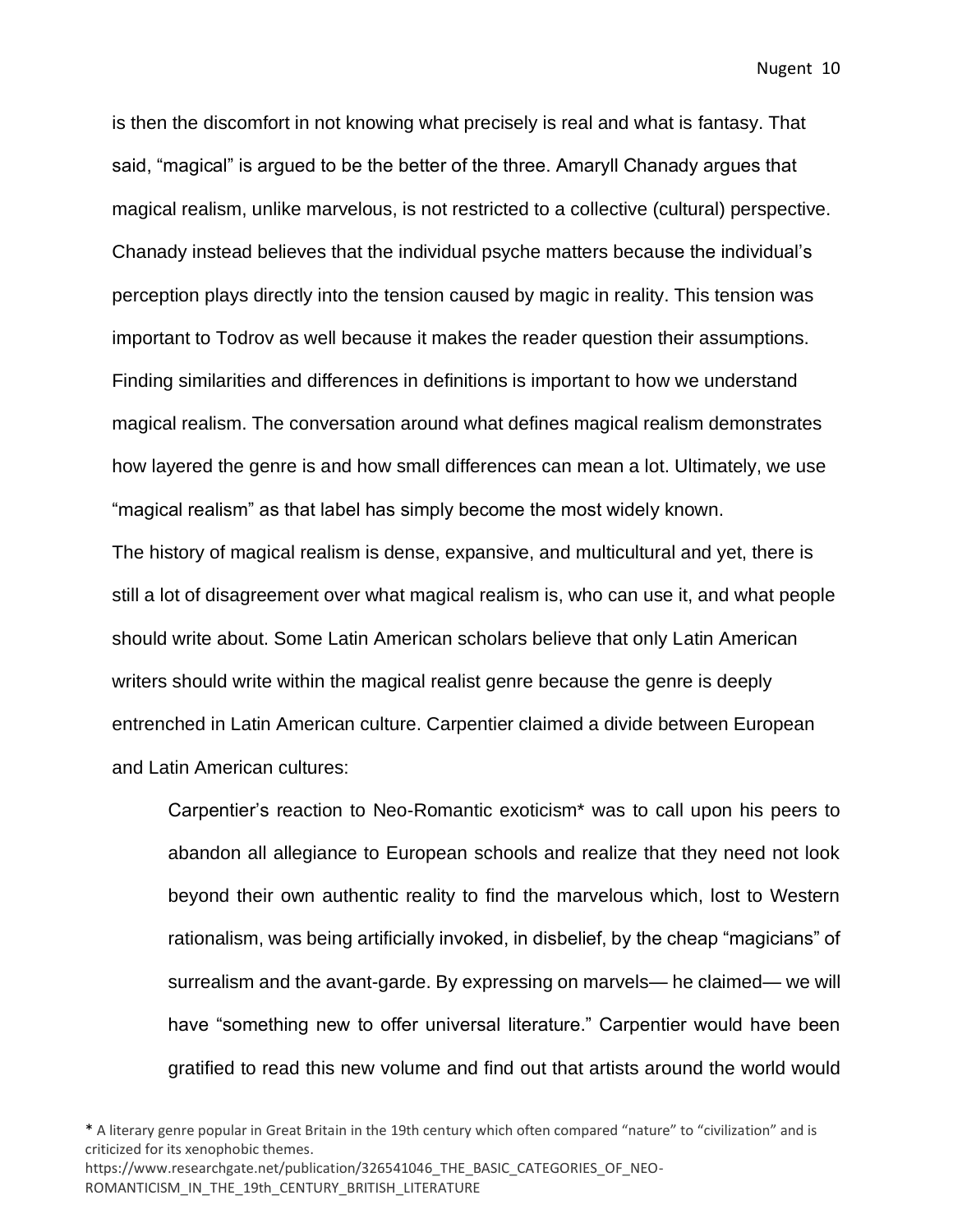is then the discomfort in not knowing what precisely is real and what is fantasy. That said, "magical" is argued to be the better of the three. Amaryll Chanady argues that magical realism, unlike marvelous, is not restricted to a collective (cultural) perspective. Chanady instead believes that the individual psyche matters because the individual's perception plays directly into the tension caused by magic in reality. This tension was important to Todrov as well because it makes the reader question their assumptions. Finding similarities and differences in definitions is important to how we understand magical realism. The conversation around what defines magical realism demonstrates how layered the genre is and how small differences can mean a lot. Ultimately, we use "magical realism" as that label has simply become the most widely known.

The history of magical realism is dense, expansive, and multicultural and yet, there is still a lot of disagreement over what magical realism is, who can use it, and what people should write about. Some Latin American scholars believe that only Latin American writers should write within the magical realist genre because the genre is deeply entrenched in Latin American culture. Carpentier claimed a divide between European and Latin American cultures:

> Carpentier's reaction to Neo-Romantic exoticism* was to call upon his peers to abandon all allegiance to European schools and realize that they need not look beyond their own authentic reality to find the marvelous which, lost to Western rationalism, was being artificially invoked, in disbelief, by the cheap "magicians" of surrealism and the avant-garde. By expressing on marvels— he claimed— we will have "something new to offer universal literature." Carpentier would have been gratified to read this new volume and find out that artists around the world would

* A literary genre popular in Great Britain in the 19th century which often compared "nature" to "civilization" and is criticized for its xenophobic themes. https://www.researchgate.net/publication/326541046_THE_BASIC_CATEGORIES_OF_NEO-ROMANTICISM_IN_THE_19th_CENTURY_BRITISH_LITERATURE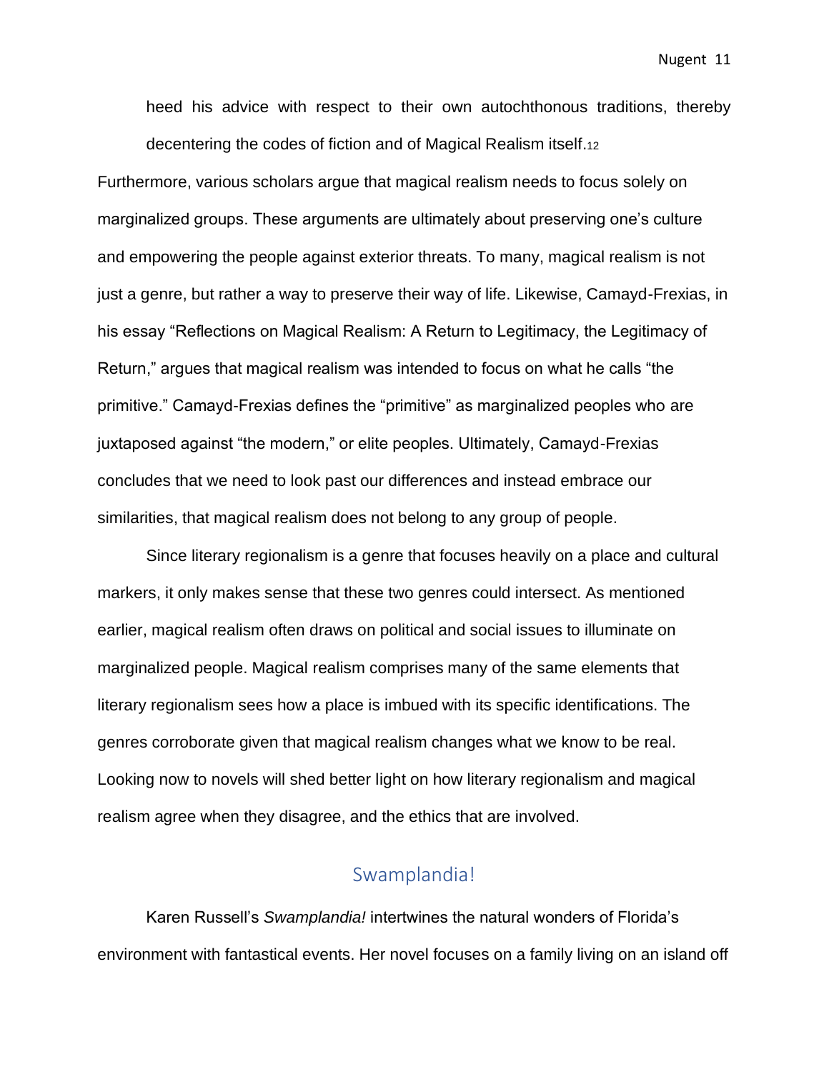heed his advice with respect to their own autochthonous traditions, thereby decentering the codes of fiction and of Magical Realism itself.[12]

Furthermore, various scholars argue that magical realism needs to focus solely on marginalized groups. These arguments are ultimately about preserving one's culture and empowering the people against exterior threats. To many, magical realism is not just a genre, but rather a way to preserve their way of life. Likewise, Camayd-Frexias, in his essay "Reflections on Magical Realism: A Return to Legitimacy, the Legitimacy of Return," argues that magical realism was intended to focus on what he calls "the primitive." Camayd-Frexias defines the "primitive" as marginalized peoples who are juxtaposed against "the modern," or elite peoples. Ultimately, Camayd-Frexias concludes that we need to look past our differences and instead embrace our similarities, that magical realism does not belong to any group of people.

Since literary regionalism is a genre that focuses heavily on a place and cultural markers, it only makes sense that these two genres could intersect. As mentioned earlier, magical realism often draws on political and social issues to illuminate on marginalized people. Magical realism comprises many of the same elements that literary regionalism sees how a place is imbued with its specific identifications. The genres corroborate given that magical realism changes what we know to be real. Looking now to novels will shed better light on how literary regionalism and magical realism agree when they disagree, and the ethics that are involved.

## Swamplandia!

Karen Russell's *Swamplandia!* intertwines the natural wonders of Florida's environment with fantastical events. Her novel focuses on a family living on an island off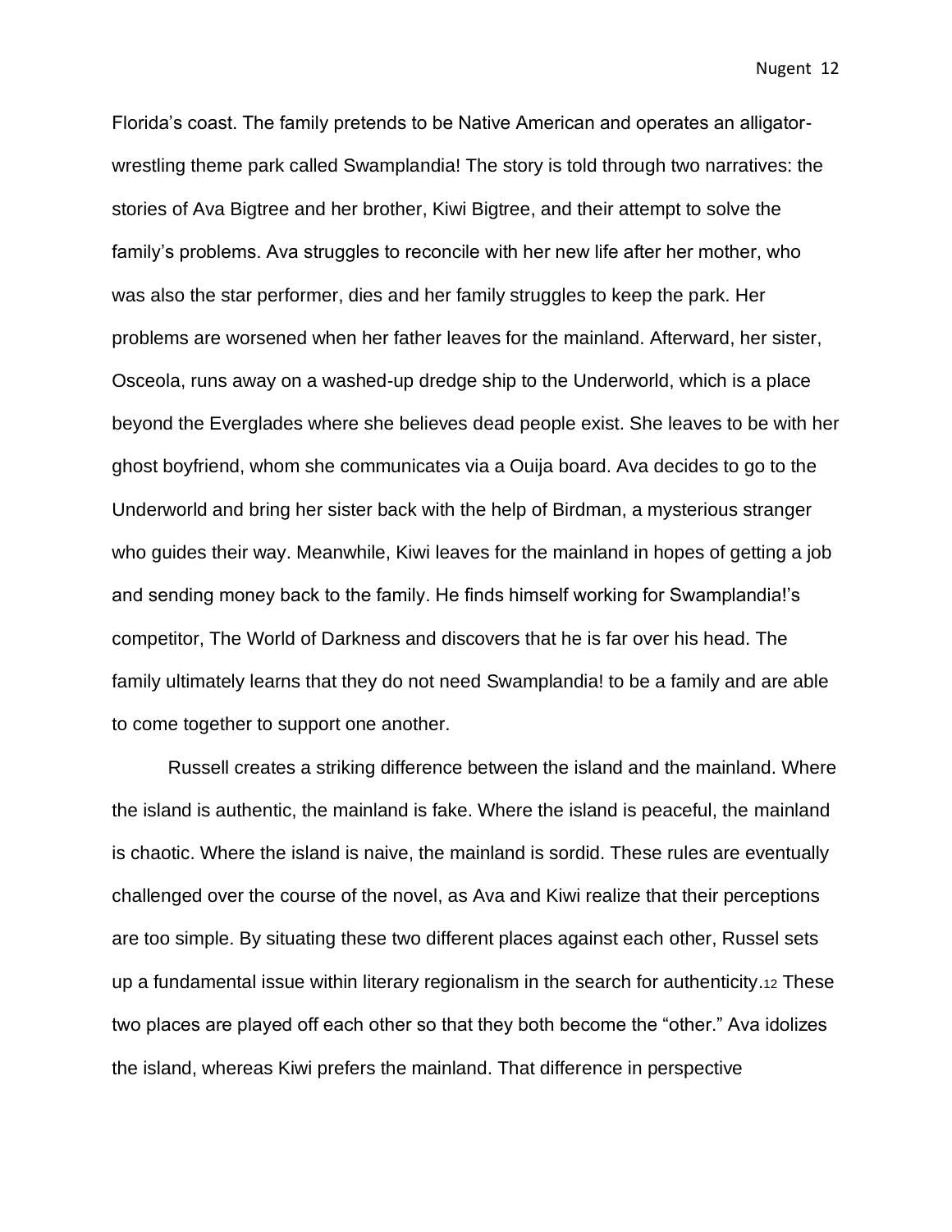Florida's coast. The family pretends to be Native American and operates an alligator-wrestling theme park called Swamplandia! The story is told through two narratives: the stories of Ava Bigtree and her brother, Kiwi Bigtree, and their attempt to solve the family's problems. Ava struggles to reconcile with her new life after her mother, who was also the star performer, dies and her family struggles to keep the park. Her problems are worsened when her father leaves for the mainland. Afterward, her sister, Osceola, runs away on a washed-up dredge ship to the Underworld, which is a place beyond the Everglades where she believes dead people exist. She leaves to be with her ghost boyfriend, whom she communicates via a Ouija board. Ava decides to go to the Underworld and bring her sister back with the help of Birdman, a mysterious stranger who guides their way. Meanwhile, Kiwi leaves for the mainland in hopes of getting a job and sending money back to the family. He finds himself working for Swamplandia!'s competitor, The World of Darkness and discovers that he is far over his head. The family ultimately learns that they do not need Swamplandia! to be a family and are able to come together to support one another.

Russell creates a striking difference between the island and the mainland. Where the island is authentic, the mainland is fake. Where the island is peaceful, the mainland is chaotic. Where the island is naive, the mainland is sordid. These rules are eventually challenged over the course of the novel, as Ava and Kiwi realize that their perceptions are too simple. By situating these two different places against each other, Russel sets up a fundamental issue within literary regionalism in the search for authenticity.[12] These two places are played off each other so that they both become the "other." Ava idolizes the island, whereas Kiwi prefers the mainland. That difference in perspective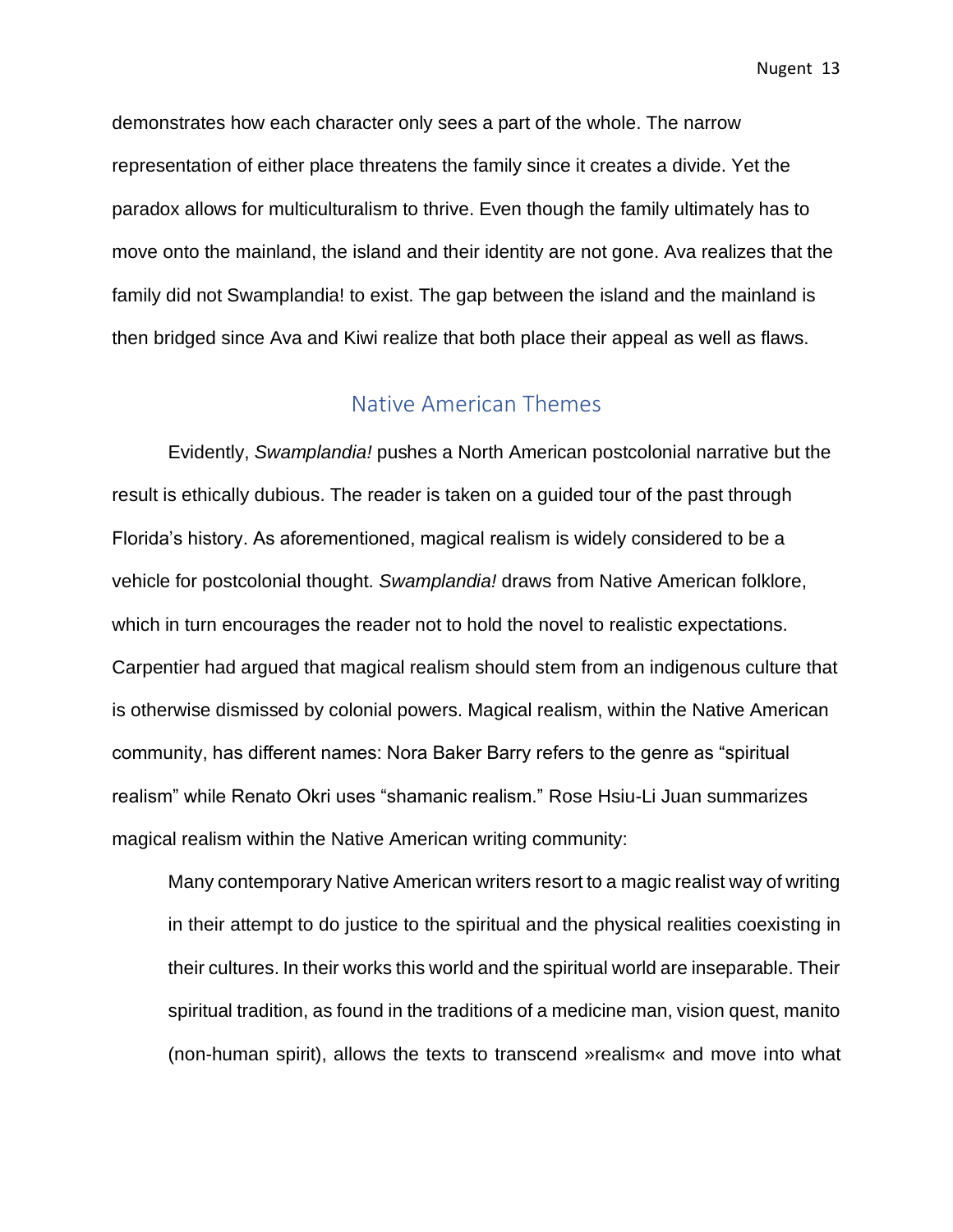demonstrates how each character only sees a part of the whole. The narrow representation of either place threatens the family since it creates a divide. Yet the paradox allows for multiculturalism to thrive. Even though the family ultimately has to move onto the mainland, the island and their identity are not gone. Ava realizes that the family did not Swamplandia! to exist. The gap between the island and the mainland is then bridged since Ava and Kiwi realize that both place their appeal as well as flaws.

## Native American Themes

Evidently, *Swamplandia!* pushes a North American postcolonial narrative but the result is ethically dubious. The reader is taken on a guided tour of the past through Florida's history. As aforementioned, magical realism is widely considered to be a vehicle for postcolonial thought. *Swamplandia!* draws from Native American folklore, which in turn encourages the reader not to hold the novel to realistic expectations. Carpentier had argued that magical realism should stem from an indigenous culture that is otherwise dismissed by colonial powers. Magical realism, within the Native American community, has different names: Nora Baker Barry refers to the genre as "spiritual realism" while Renato Okri uses "shamanic realism." Rose Hsiu-Li Juan summarizes magical realism within the Native American writing community:

> Many contemporary Native American writers resort to a magic realist way of writing in their attempt to do justice to the spiritual and the physical realities coexisting in their cultures. In their works this world and the spiritual world are inseparable. Their spiritual tradition, as found in the traditions of a medicine man, vision quest, manito (non-human spirit), allows the texts to transcend »realism« and move into what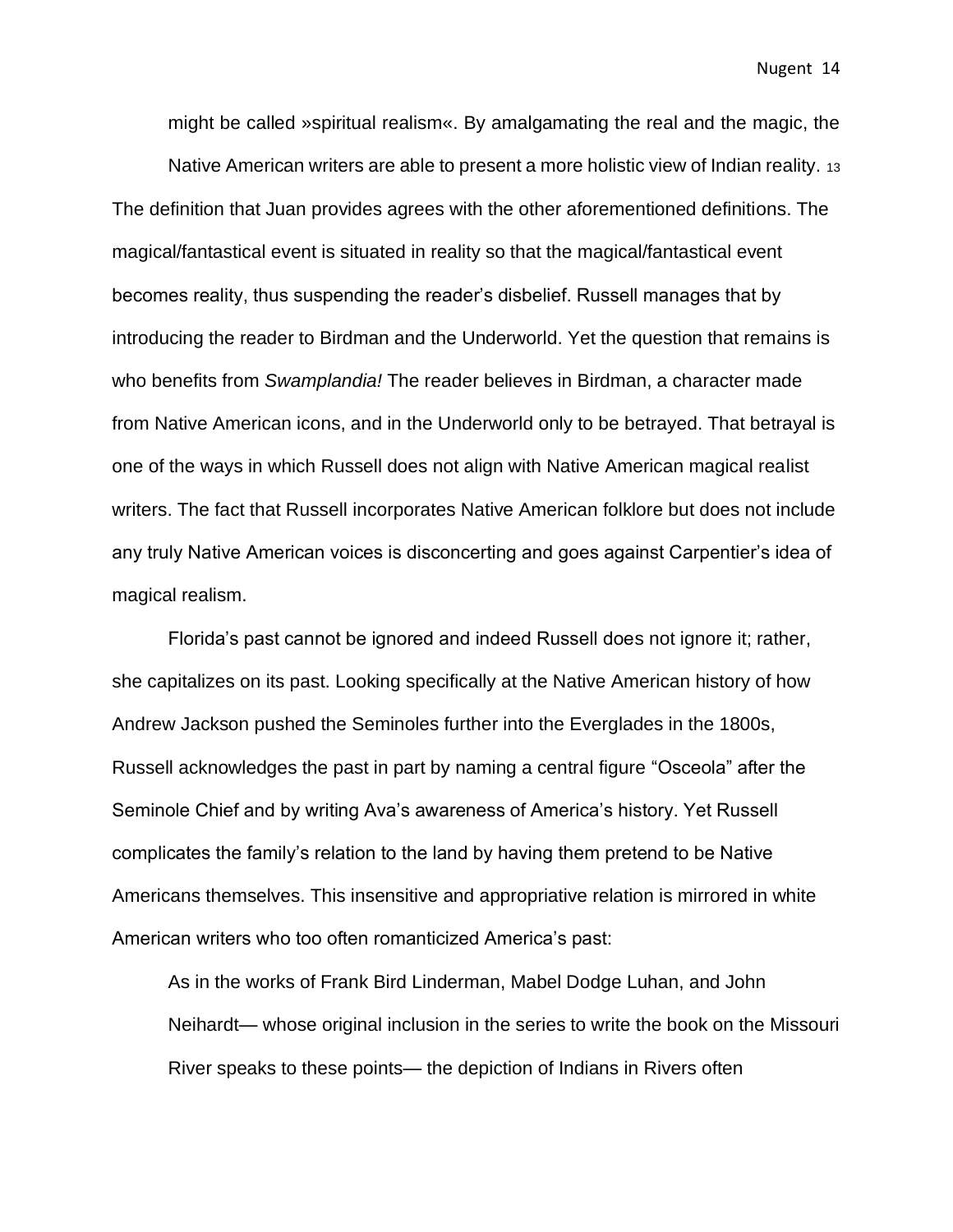might be called »spiritual realism«. By amalgamating the real and the magic, the Native American writers are able to present a more holistic view of Indian reality. [13]

The definition that Juan provides agrees with the other aforementioned definitions. The magical/fantastical event is situated in reality so that the magical/fantastical event becomes reality, thus suspending the reader's disbelief. Russell manages that by introducing the reader to Birdman and the Underworld. Yet the question that remains is who benefits from *Swamplandia!* The reader believes in Birdman, a character made from Native American icons, and in the Underworld only to be betrayed. That betrayal is one of the ways in which Russell does not align with Native American magical realist writers. The fact that Russell incorporates Native American folklore but does not include any truly Native American voices is disconcerting and goes against Carpentier's idea of magical realism.

Florida's past cannot be ignored and indeed Russell does not ignore it; rather, she capitalizes on its past. Looking specifically at the Native American history of how Andrew Jackson pushed the Seminoles further into the Everglades in the 1800s, Russell acknowledges the past in part by naming a central figure "Osceola" after the Seminole Chief and by writing Ava's awareness of America's history. Yet Russell complicates the family's relation to the land by having them pretend to be Native Americans themselves. This insensitive and appropriative relation is mirrored in white American writers who too often romanticized America's past:

> As in the works of Frank Bird Linderman, Mabel Dodge Luhan, and John Neihardt— whose original inclusion in the series to write the book on the Missouri River speaks to these points— the depiction of Indians in Rivers often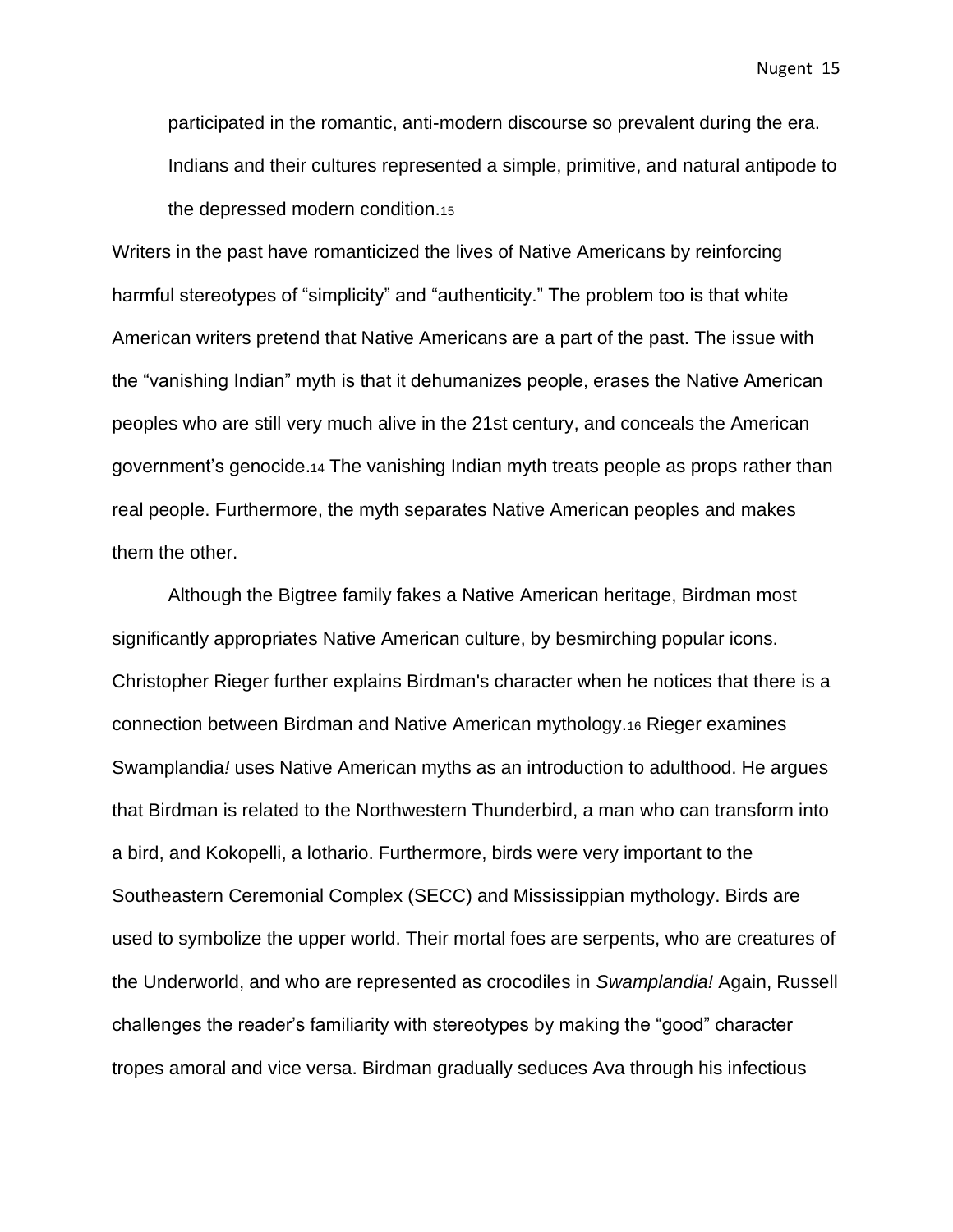> participated in the romantic, anti-modern discourse so prevalent during the era. Indians and their cultures represented a simple, primitive, and natural antipode to the depressed modern condition.[15]

Writers in the past have romanticized the lives of Native Americans by reinforcing harmful stereotypes of “simplicity” and “authenticity.” The problem too is that white American writers pretend that Native Americans are a part of the past. The issue with the “vanishing Indian” myth is that it dehumanizes people, erases the Native American peoples who are still very much alive in the 21st century, and conceals the American government’s genocide.[14] The vanishing Indian myth treats people as props rather than real people. Furthermore, the myth separates Native American peoples and makes them the other.

Although the Bigtree family fakes a Native American heritage, Birdman most significantly appropriates Native American culture, by besmirching popular icons. Christopher Rieger further explains Birdman's character when he notices that there is a connection between Birdman and Native American mythology.[16] Rieger examines Swamplandia*!* uses Native American myths as an introduction to adulthood. He argues that Birdman is related to the Northwestern Thunderbird, a man who can transform into a bird, and Kokopelli, a lothario. Furthermore, birds were very important to the Southeastern Ceremonial Complex (SECC) and Mississippian mythology. Birds are used to symbolize the upper world. Their mortal foes are serpents, who are creatures of the Underworld, and who are represented as crocodiles in *Swamplandia!* Again, Russell challenges the reader’s familiarity with stereotypes by making the “good” character tropes amoral and vice versa. Birdman gradually seduces Ava through his infectious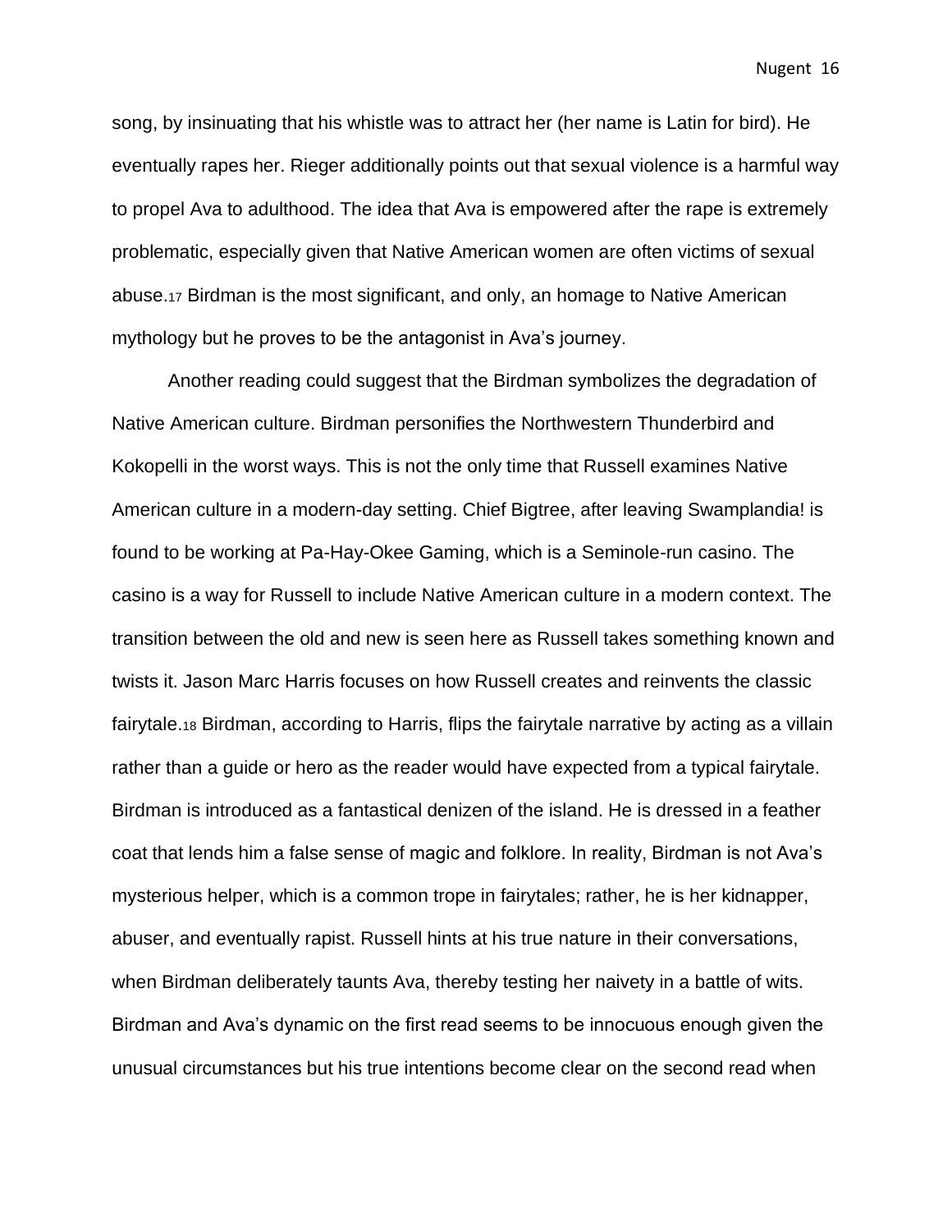song, by insinuating that his whistle was to attract her (her name is Latin for bird). He eventually rapes her. Rieger additionally points out that sexual violence is a harmful way to propel Ava to adulthood. The idea that Ava is empowered after the rape is extremely problematic, especially given that Native American women are often victims of sexual abuse.[17] Birdman is the most significant, and only, an homage to Native American mythology but he proves to be the antagonist in Ava's journey.

Another reading could suggest that the Birdman symbolizes the degradation of Native American culture. Birdman personifies the Northwestern Thunderbird and Kokopelli in the worst ways. This is not the only time that Russell examines Native American culture in a modern-day setting. Chief Bigtree, after leaving Swamplandia! is found to be working at Pa-Hay-Okee Gaming, which is a Seminole-run casino. The casino is a way for Russell to include Native American culture in a modern context. The transition between the old and new is seen here as Russell takes something known and twists it. Jason Marc Harris focuses on how Russell creates and reinvents the classic fairytale.[18] Birdman, according to Harris, flips the fairytale narrative by acting as a villain rather than a guide or hero as the reader would have expected from a typical fairytale. Birdman is introduced as a fantastical denizen of the island. He is dressed in a feather coat that lends him a false sense of magic and folklore. In reality, Birdman is not Ava's mysterious helper, which is a common trope in fairytales; rather, he is her kidnapper, abuser, and eventually rapist. Russell hints at his true nature in their conversations, when Birdman deliberately taunts Ava, thereby testing her naivety in a battle of wits. Birdman and Ava's dynamic on the first read seems to be innocuous enough given the unusual circumstances but his true intentions become clear on the second read when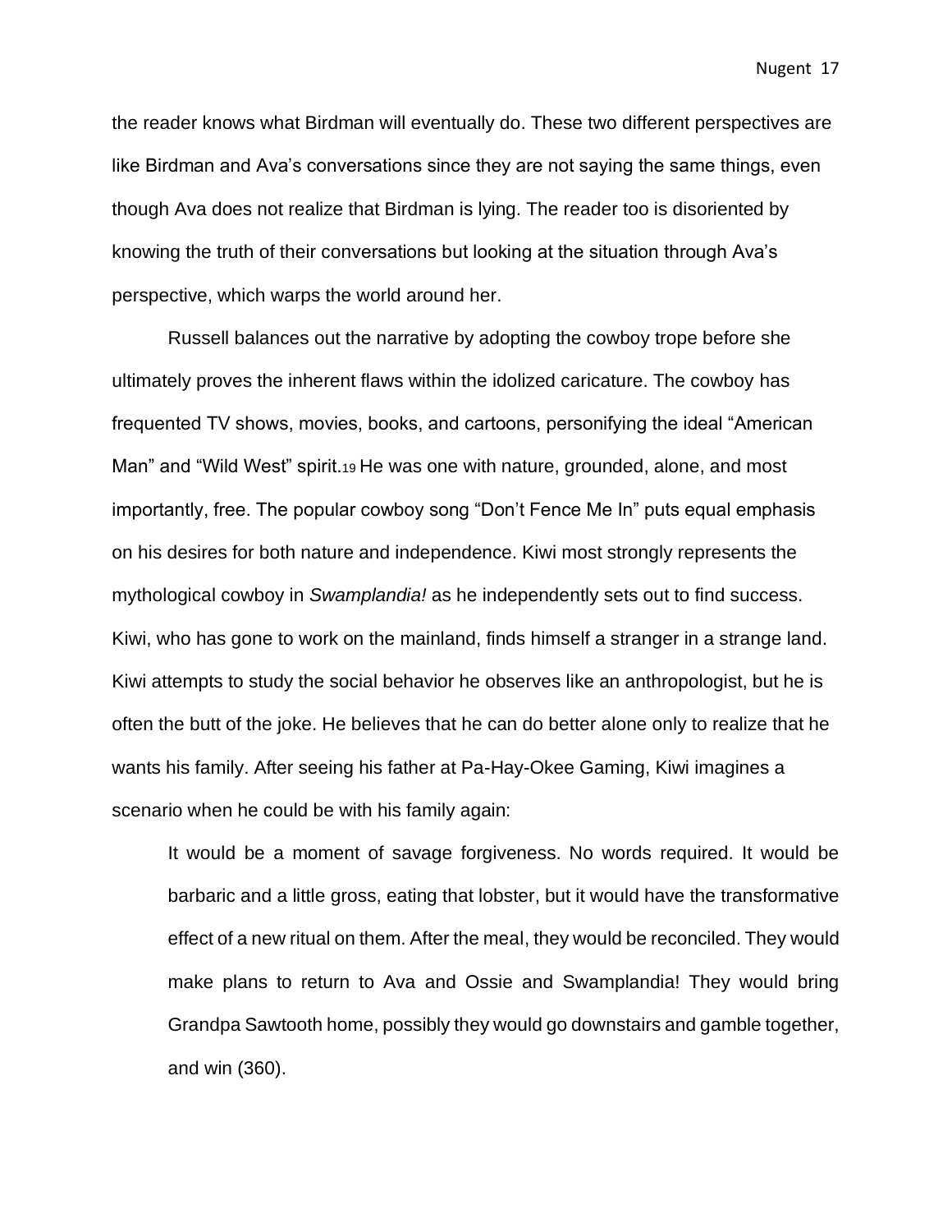the reader knows what Birdman will eventually do. These two different perspectives are like Birdman and Ava's conversations since they are not saying the same things, even though Ava does not realize that Birdman is lying. The reader too is disoriented by knowing the truth of their conversations but looking at the situation through Ava's perspective, which warps the world around her.

Russell balances out the narrative by adopting the cowboy trope before she ultimately proves the inherent flaws within the idolized caricature. The cowboy has frequented TV shows, movies, books, and cartoons, personifying the ideal "American Man" and "Wild West" spirit.[19] He was one with nature, grounded, alone, and most importantly, free. The popular cowboy song "Don't Fence Me In" puts equal emphasis on his desires for both nature and independence. Kiwi most strongly represents the mythological cowboy in *Swamplandia!* as he independently sets out to find success. Kiwi, who has gone to work on the mainland, finds himself a stranger in a strange land. Kiwi attempts to study the social behavior he observes like an anthropologist, but he is often the butt of the joke. He believes that he can do better alone only to realize that he wants his family. After seeing his father at Pa-Hay-Okee Gaming, Kiwi imagines a scenario when he could be with his family again:

> It would be a moment of savage forgiveness. No words required. It would be barbaric and a little gross, eating that lobster, but it would have the transformative effect of a new ritual on them. After the meal, they would be reconciled. They would make plans to return to Ava and Ossie and Swamplandia! They would bring Grandpa Sawtooth home, possibly they would go downstairs and gamble together, and win (360).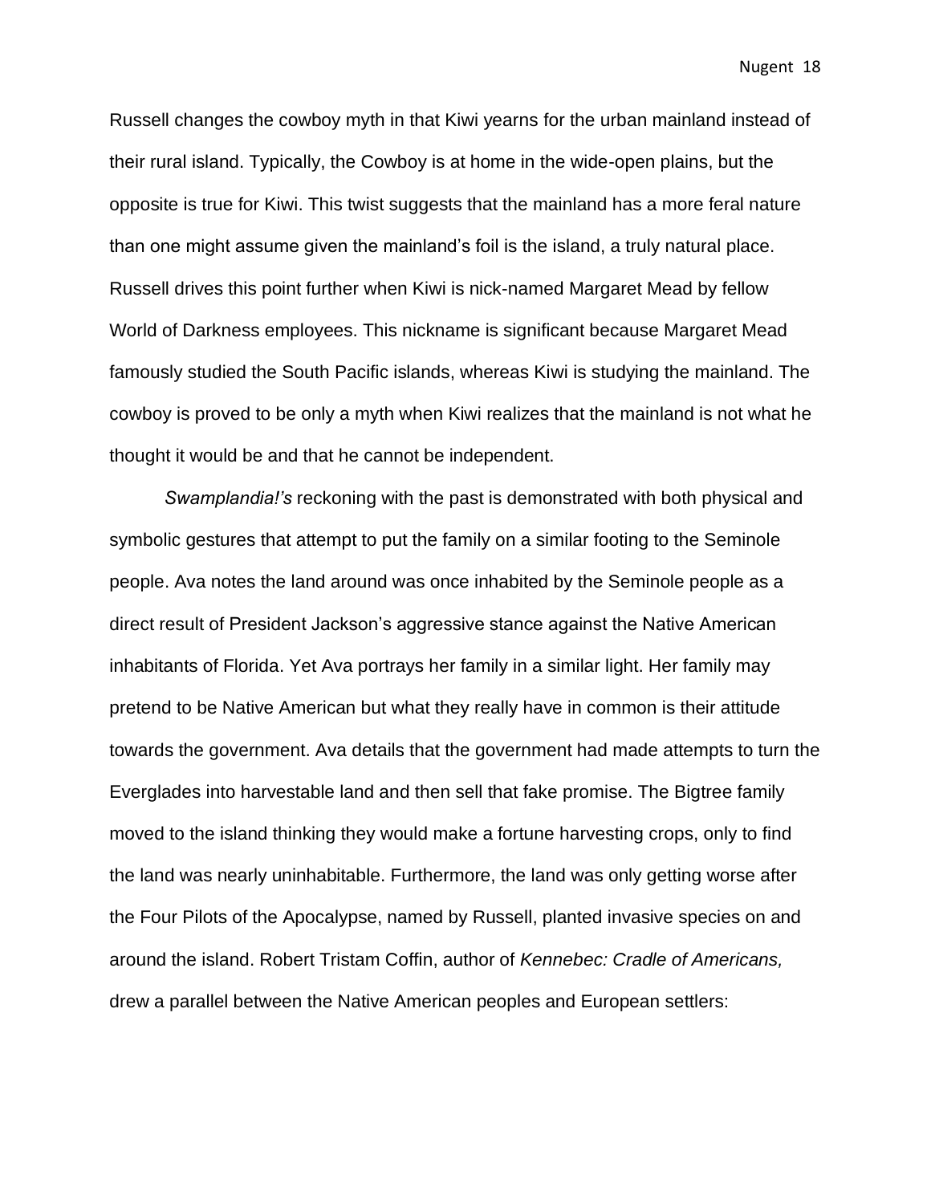Russell changes the cowboy myth in that Kiwi yearns for the urban mainland instead of their rural island. Typically, the Cowboy is at home in the wide-open plains, but the opposite is true for Kiwi. This twist suggests that the mainland has a more feral nature than one might assume given the mainland's foil is the island, a truly natural place. Russell drives this point further when Kiwi is nick-named Margaret Mead by fellow World of Darkness employees. This nickname is significant because Margaret Mead famously studied the South Pacific islands, whereas Kiwi is studying the mainland. The cowboy is proved to be only a myth when Kiwi realizes that the mainland is not what he thought it would be and that he cannot be independent.

*Swamplandia!'s* reckoning with the past is demonstrated with both physical and symbolic gestures that attempt to put the family on a similar footing to the Seminole people. Ava notes the land around was once inhabited by the Seminole people as a direct result of President Jackson's aggressive stance against the Native American inhabitants of Florida. Yet Ava portrays her family in a similar light. Her family may pretend to be Native American but what they really have in common is their attitude towards the government. Ava details that the government had made attempts to turn the Everglades into harvestable land and then sell that fake promise. The Bigtree family moved to the island thinking they would make a fortune harvesting crops, only to find the land was nearly uninhabitable. Furthermore, the land was only getting worse after the Four Pilots of the Apocalypse, named by Russell, planted invasive species on and around the island. Robert Tristam Coffin, author of *Kennebec: Cradle of Americans,* drew a parallel between the Native American peoples and European settlers: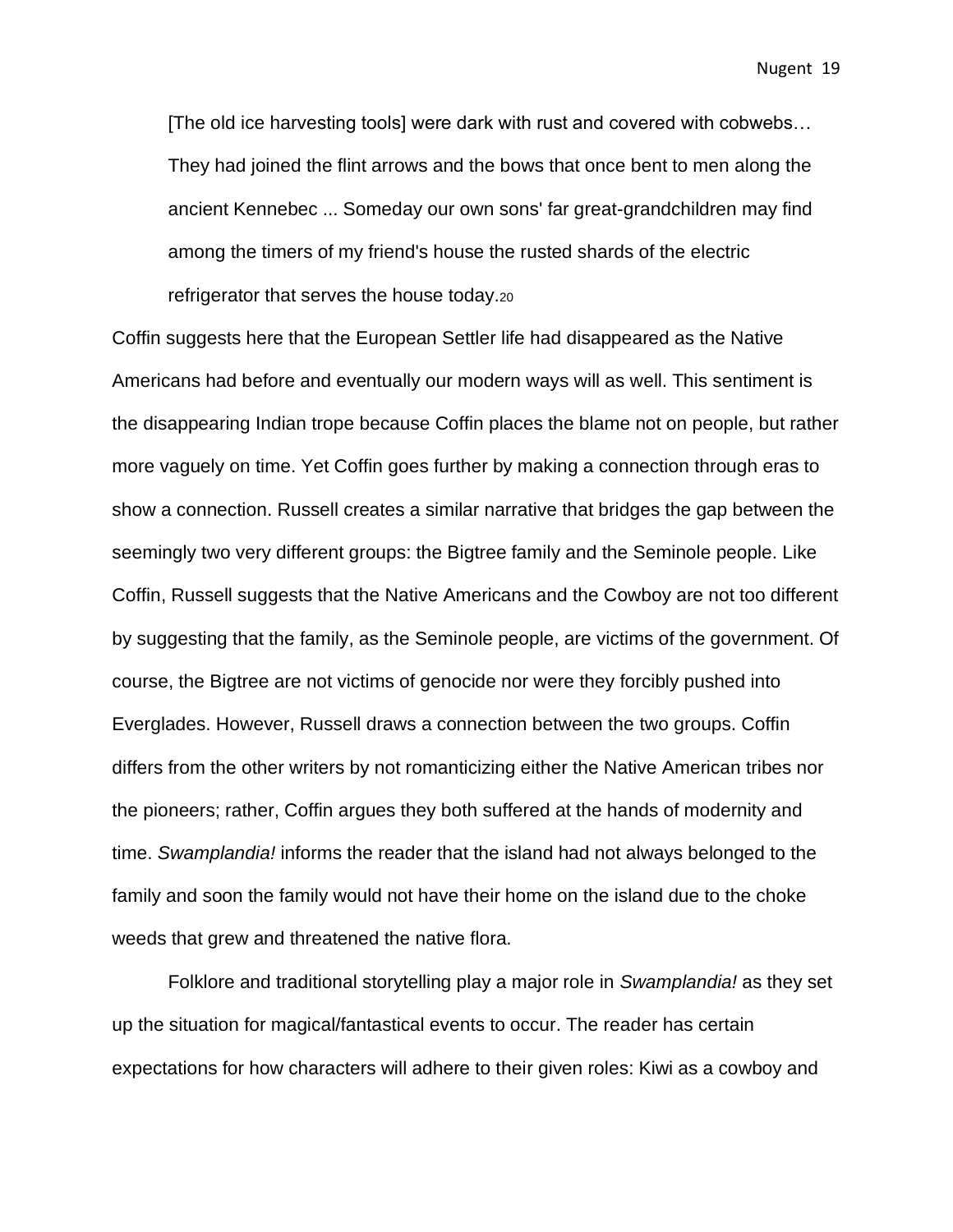> [The old ice harvesting tools] were dark with rust and covered with cobwebs… They had joined the flint arrows and the bows that once bent to men along the ancient Kennebec ... Someday our own sons' far great-grandchildren may find among the timers of my friend's house the rusted shards of the electric refrigerator that serves the house today.[20]

Coffin suggests here that the European Settler life had disappeared as the Native Americans had before and eventually our modern ways will as well. This sentiment is the disappearing Indian trope because Coffin places the blame not on people, but rather more vaguely on time. Yet Coffin goes further by making a connection through eras to show a connection. Russell creates a similar narrative that bridges the gap between the seemingly two very different groups: the Bigtree family and the Seminole people. Like Coffin, Russell suggests that the Native Americans and the Cowboy are not too different by suggesting that the family, as the Seminole people, are victims of the government. Of course, the Bigtree are not victims of genocide nor were they forcibly pushed into Everglades. However, Russell draws a connection between the two groups. Coffin differs from the other writers by not romanticizing either the Native American tribes nor the pioneers; rather, Coffin argues they both suffered at the hands of modernity and time. *Swamplandia!* informs the reader that the island had not always belonged to the family and soon the family would not have their home on the island due to the choke weeds that grew and threatened the native flora.

Folklore and traditional storytelling play a major role in *Swamplandia!* as they set up the situation for magical/fantastical events to occur. The reader has certain expectations for how characters will adhere to their given roles: Kiwi as a cowboy and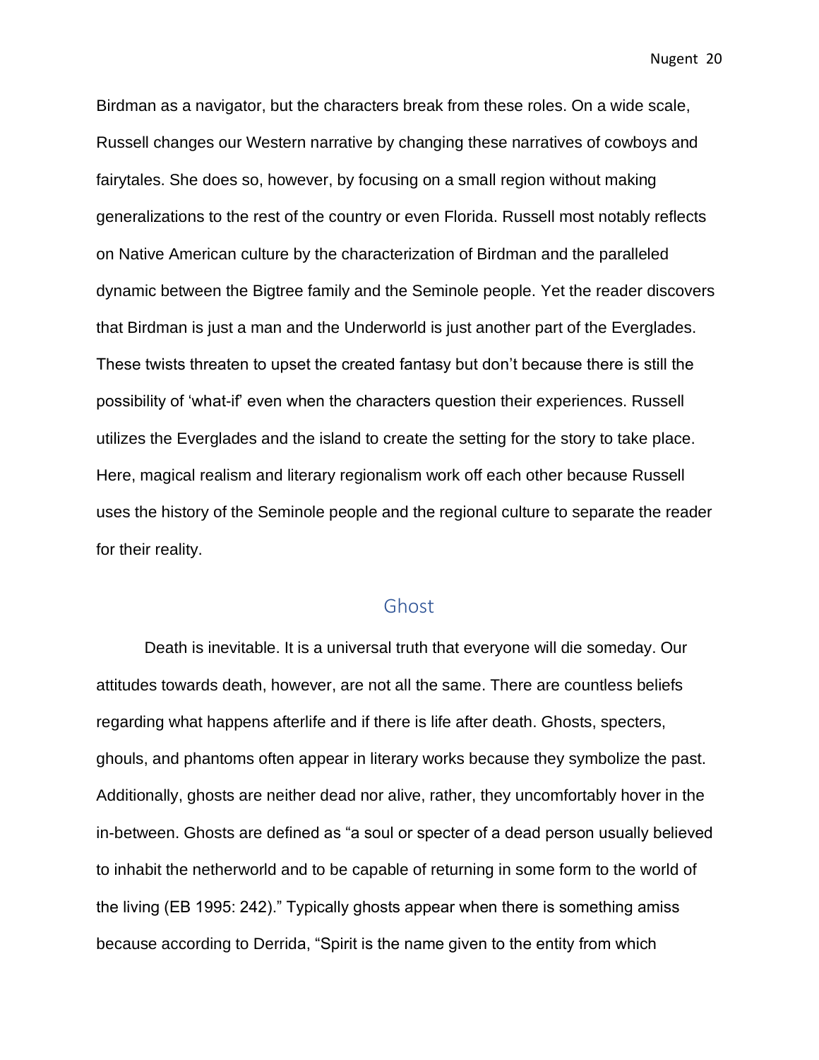Birdman as a navigator, but the characters break from these roles. On a wide scale, Russell changes our Western narrative by changing these narratives of cowboys and fairytales. She does so, however, by focusing on a small region without making generalizations to the rest of the country or even Florida. Russell most notably reflects on Native American culture by the characterization of Birdman and the paralleled dynamic between the Bigtree family and the Seminole people. Yet the reader discovers that Birdman is just a man and the Underworld is just another part of the Everglades. These twists threaten to upset the created fantasy but don't because there is still the possibility of 'what-if' even when the characters question their experiences. Russell utilizes the Everglades and the island to create the setting for the story to take place. Here, magical realism and literary regionalism work off each other because Russell uses the history of the Seminole people and the regional culture to separate the reader for their reality.

## Ghost

Death is inevitable. It is a universal truth that everyone will die someday. Our attitudes towards death, however, are not all the same. There are countless beliefs regarding what happens afterlife and if there is life after death. Ghosts, specters, ghouls, and phantoms often appear in literary works because they symbolize the past. Additionally, ghosts are neither dead nor alive, rather, they uncomfortably hover in the in-between. Ghosts are defined as "a soul or specter of a dead person usually believed to inhabit the netherworld and to be capable of returning in some form to the world of the living (EB 1995: 242)." Typically ghosts appear when there is something amiss because according to Derrida, "Spirit is the name given to the entity from which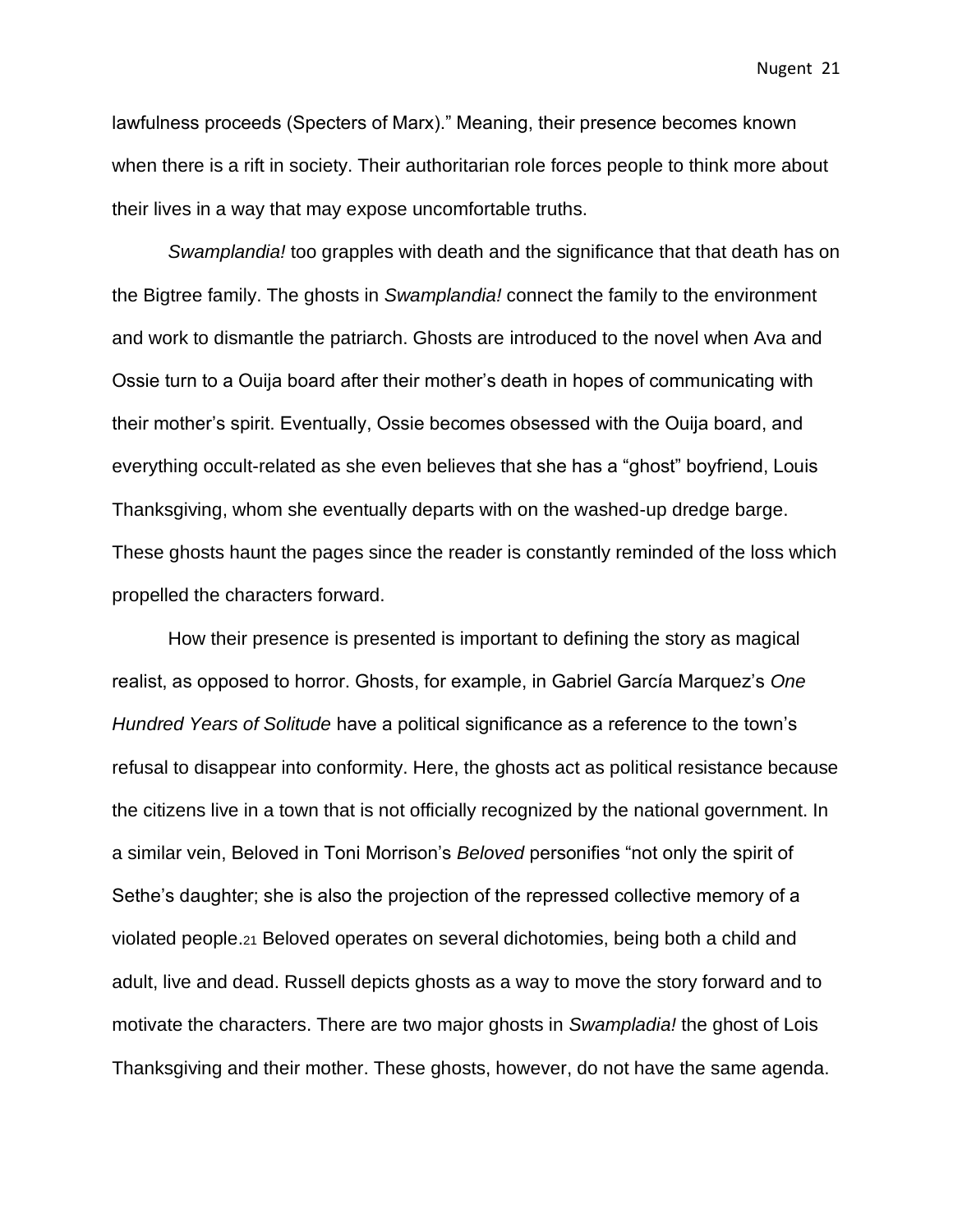lawfulness proceeds (Specters of Marx)." Meaning, their presence becomes known when there is a rift in society. Their authoritarian role forces people to think more about their lives in a way that may expose uncomfortable truths.

*Swamplandia!* too grapples with death and the significance that that death has on the Bigtree family. The ghosts in *Swamplandia!* connect the family to the environment and work to dismantle the patriarch. Ghosts are introduced to the novel when Ava and Ossie turn to a Ouija board after their mother's death in hopes of communicating with their mother's spirit. Eventually, Ossie becomes obsessed with the Ouija board, and everything occult-related as she even believes that she has a "ghost" boyfriend, Louis Thanksgiving, whom she eventually departs with on the washed-up dredge barge. These ghosts haunt the pages since the reader is constantly reminded of the loss which propelled the characters forward.

How their presence is presented is important to defining the story as magical realist, as opposed to horror. Ghosts, for example, in Gabriel García Marquez's *One Hundred Years of Solitude* have a political significance as a reference to the town's refusal to disappear into conformity. Here, the ghosts act as political resistance because the citizens live in a town that is not officially recognized by the national government. In a similar vein, Beloved in Toni Morrison's *Beloved* personifies "not only the spirit of Sethe's daughter; she is also the projection of the repressed collective memory of a violated people.[21] Beloved operates on several dichotomies, being both a child and adult, live and dead. Russell depicts ghosts as a way to move the story forward and to motivate the characters. There are two major ghosts in *Swampladia!* the ghost of Lois Thanksgiving and their mother. These ghosts, however, do not have the same agenda.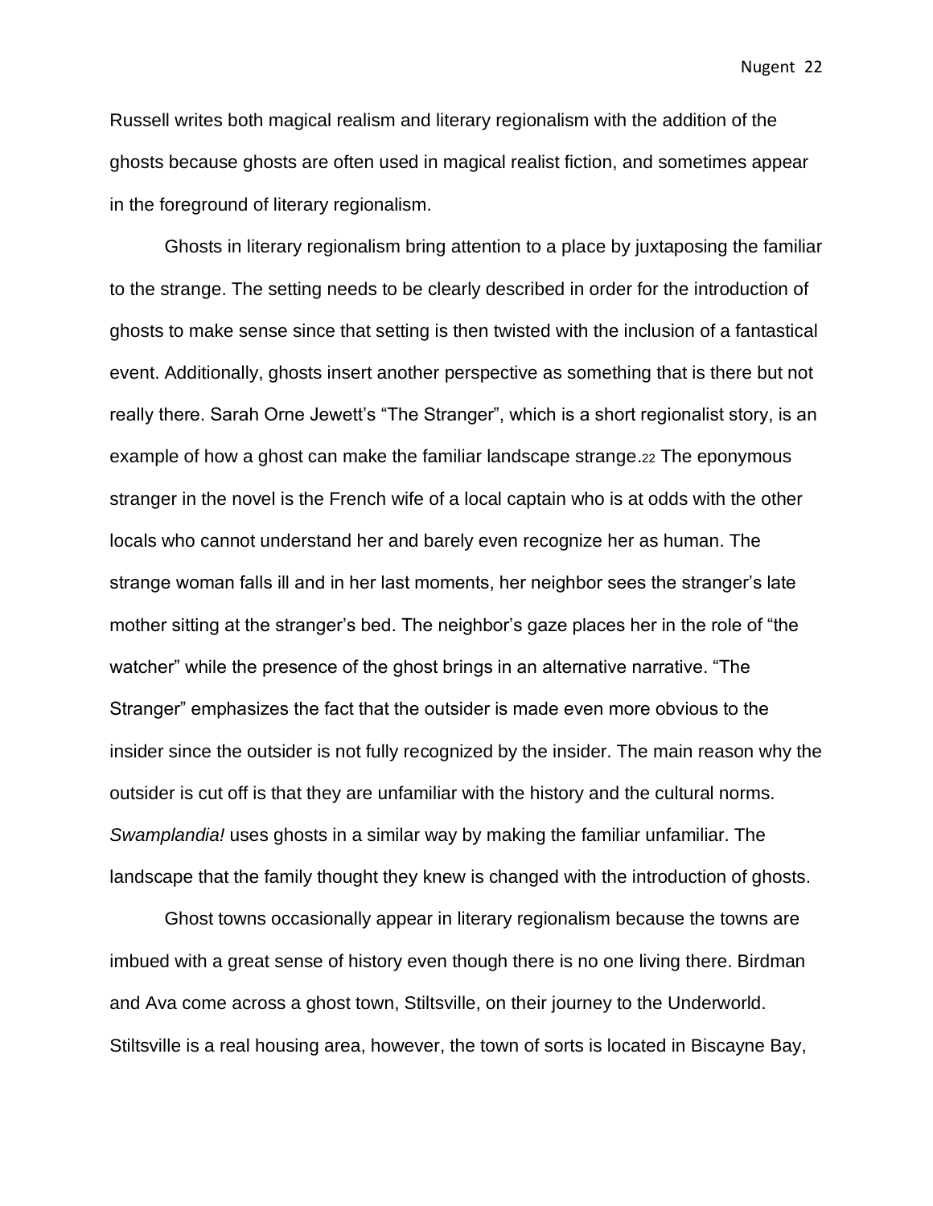Russell writes both magical realism and literary regionalism with the addition of the ghosts because ghosts are often used in magical realist fiction, and sometimes appear in the foreground of literary regionalism.

Ghosts in literary regionalism bring attention to a place by juxtaposing the familiar to the strange. The setting needs to be clearly described in order for the introduction of ghosts to make sense since that setting is then twisted with the inclusion of a fantastical event. Additionally, ghosts insert another perspective as something that is there but not really there. Sarah Orne Jewett's "The Stranger", which is a short regionalist story, is an example of how a ghost can make the familiar landscape strange.[22] The eponymous stranger in the novel is the French wife of a local captain who is at odds with the other locals who cannot understand her and barely even recognize her as human. The strange woman falls ill and in her last moments, her neighbor sees the stranger's late mother sitting at the stranger's bed. The neighbor's gaze places her in the role of "the watcher" while the presence of the ghost brings in an alternative narrative. "The Stranger" emphasizes the fact that the outsider is made even more obvious to the insider since the outsider is not fully recognized by the insider. The main reason why the outsider is cut off is that they are unfamiliar with the history and the cultural norms. *Swamplandia!* uses ghosts in a similar way by making the familiar unfamiliar. The landscape that the family thought they knew is changed with the introduction of ghosts.

Ghost towns occasionally appear in literary regionalism because the towns are imbued with a great sense of history even though there is no one living there. Birdman and Ava come across a ghost town, Stiltsville, on their journey to the Underworld. Stiltsville is a real housing area, however, the town of sorts is located in Biscayne Bay,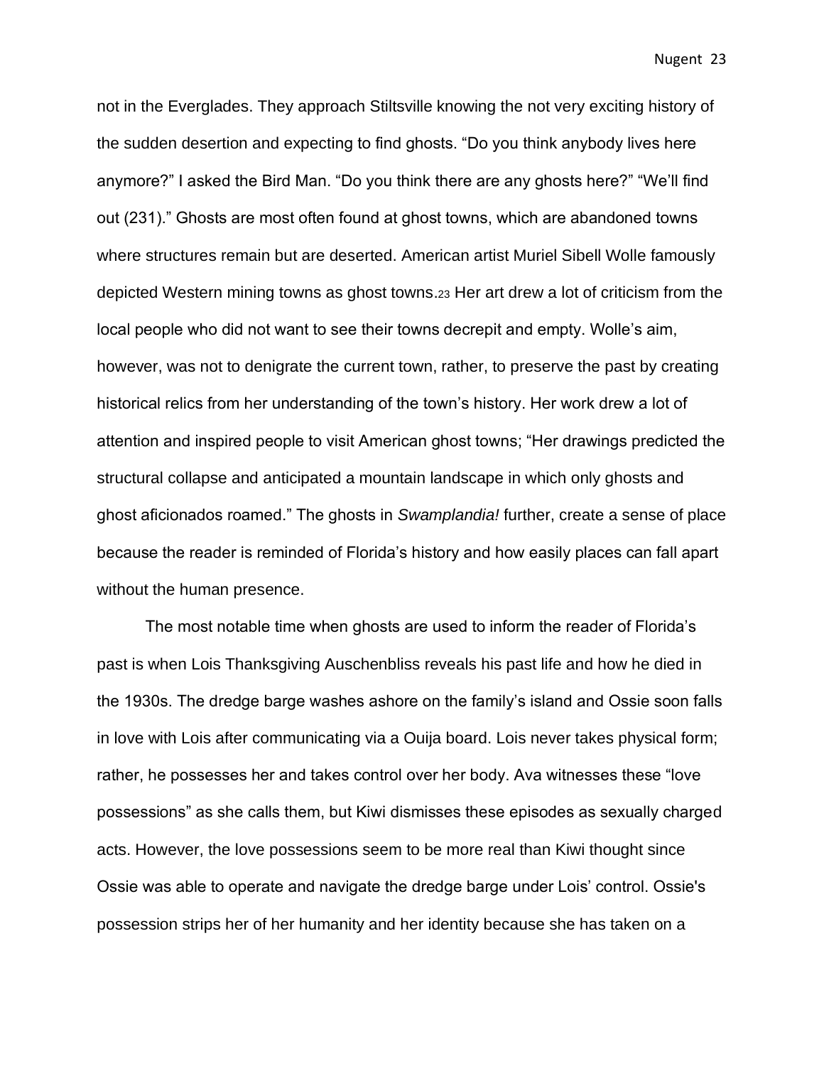not in the Everglades. They approach Stiltsville knowing the not very exciting history of the sudden desertion and expecting to find ghosts. "Do you think anybody lives here anymore?" I asked the Bird Man. "Do you think there are any ghosts here?" "We'll find out (231)." Ghosts are most often found at ghost towns, which are abandoned towns where structures remain but are deserted. American artist Muriel Sibell Wolle famously depicted Western mining towns as ghost towns.[23] Her art drew a lot of criticism from the local people who did not want to see their towns decrepit and empty. Wolle's aim, however, was not to denigrate the current town, rather, to preserve the past by creating historical relics from her understanding of the town's history. Her work drew a lot of attention and inspired people to visit American ghost towns; "Her drawings predicted the structural collapse and anticipated a mountain landscape in which only ghosts and ghost aficionados roamed." The ghosts in *Swamplandia!* further, create a sense of place because the reader is reminded of Florida's history and how easily places can fall apart without the human presence.

The most notable time when ghosts are used to inform the reader of Florida's past is when Lois Thanksgiving Auschenbliss reveals his past life and how he died in the 1930s. The dredge barge washes ashore on the family's island and Ossie soon falls in love with Lois after communicating via a Ouija board. Lois never takes physical form; rather, he possesses her and takes control over her body. Ava witnesses these "love possessions" as she calls them, but Kiwi dismisses these episodes as sexually charged acts. However, the love possessions seem to be more real than Kiwi thought since Ossie was able to operate and navigate the dredge barge under Lois' control. Ossie's possession strips her of her humanity and her identity because she has taken on a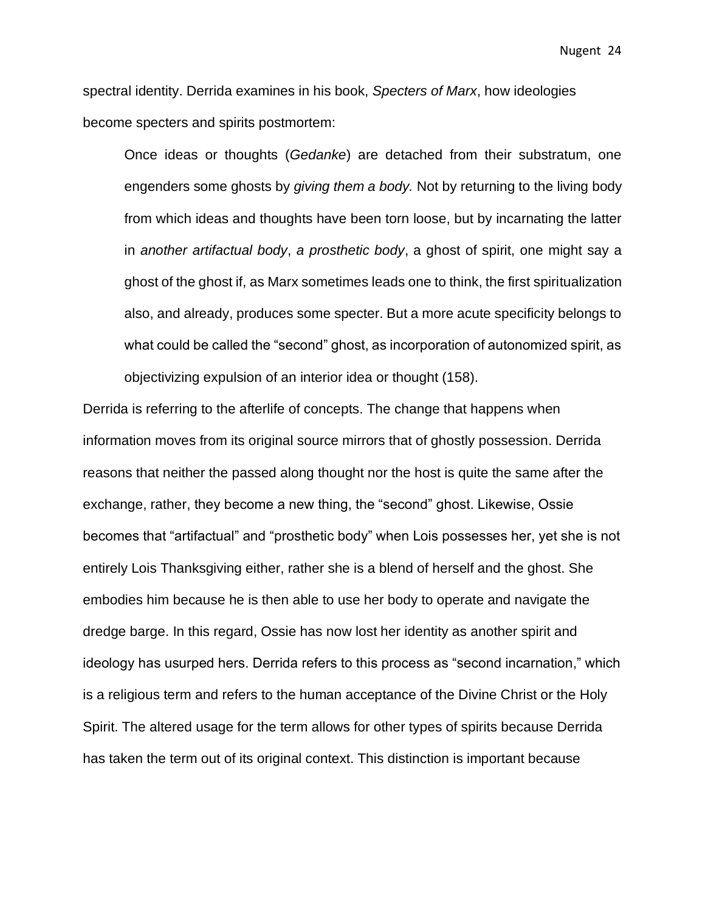spectral identity. Derrida examines in his book, *Specters of Marx*, how ideologies become specters and spirits postmortem:

> Once ideas or thoughts (*Gedanke*) are detached from their substratum, one engenders some ghosts by *giving them a body.* Not by returning to the living body from which ideas and thoughts have been torn loose, but by incarnating the latter in *another artifactual body*, *a prosthetic body*, a ghost of spirit, one might say a ghost of the ghost if, as Marx sometimes leads one to think, the first spiritualization also, and already, produces some specter. But a more acute specificity belongs to what could be called the "second" ghost, as incorporation of autonomized spirit, as objectivizing expulsion of an interior idea or thought (158).

Derrida is referring to the afterlife of concepts. The change that happens when information moves from its original source mirrors that of ghostly possession. Derrida reasons that neither the passed along thought nor the host is quite the same after the exchange, rather, they become a new thing, the "second" ghost. Likewise, Ossie becomes that "artifactual" and "prosthetic body" when Lois possesses her, yet she is not entirely Lois Thanksgiving either, rather she is a blend of herself and the ghost. She embodies him because he is then able to use her body to operate and navigate the dredge barge. In this regard, Ossie has now lost her identity as another spirit and ideology has usurped hers. Derrida refers to this process as "second incarnation," which is a religious term and refers to the human acceptance of the Divine Christ or the Holy Spirit. The altered usage for the term allows for other types of spirits because Derrida has taken the term out of its original context. This distinction is important because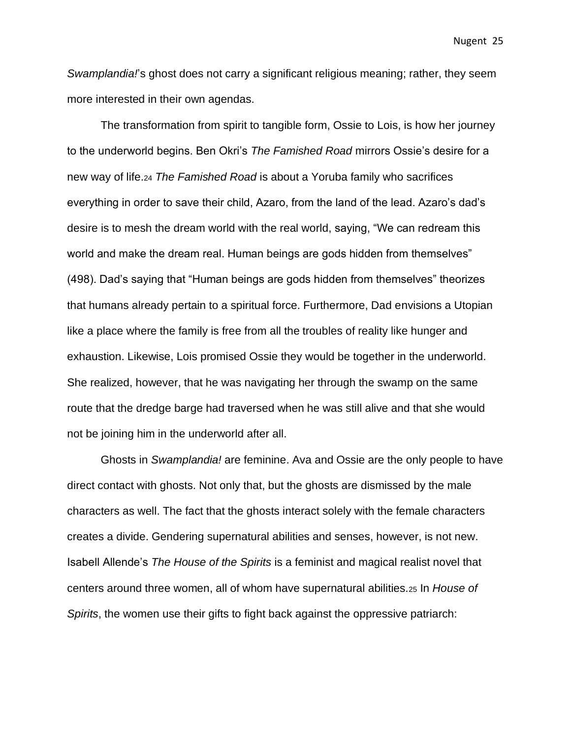*Swamplandia!*'s ghost does not carry a significant religious meaning; rather, they seem more interested in their own agendas.

The transformation from spirit to tangible form, Ossie to Lois, is how her journey to the underworld begins. Ben Okri's *The Famished Road* mirrors Ossie's desire for a new way of life.[24] *The Famished Road* is about a Yoruba family who sacrifices everything in order to save their child, Azaro, from the land of the lead. Azaro's dad's desire is to mesh the dream world with the real world, saying, "We can redream this world and make the dream real. Human beings are gods hidden from themselves" (498). Dad's saying that "Human beings are gods hidden from themselves" theorizes that humans already pertain to a spiritual force. Furthermore, Dad envisions a Utopian like a place where the family is free from all the troubles of reality like hunger and exhaustion. Likewise, Lois promised Ossie they would be together in the underworld. She realized, however, that he was navigating her through the swamp on the same route that the dredge barge had traversed when he was still alive and that she would not be joining him in the underworld after all.

Ghosts in *Swamplandia!* are feminine. Ava and Ossie are the only people to have direct contact with ghosts. Not only that, but the ghosts are dismissed by the male characters as well. The fact that the ghosts interact solely with the female characters creates a divide. Gendering supernatural abilities and senses, however, is not new. Isabell Allende's *The House of the Spirits* is a feminist and magical realist novel that centers around three women, all of whom have supernatural abilities.[25] In *House of Spirits*, the women use their gifts to fight back against the oppressive patriarch: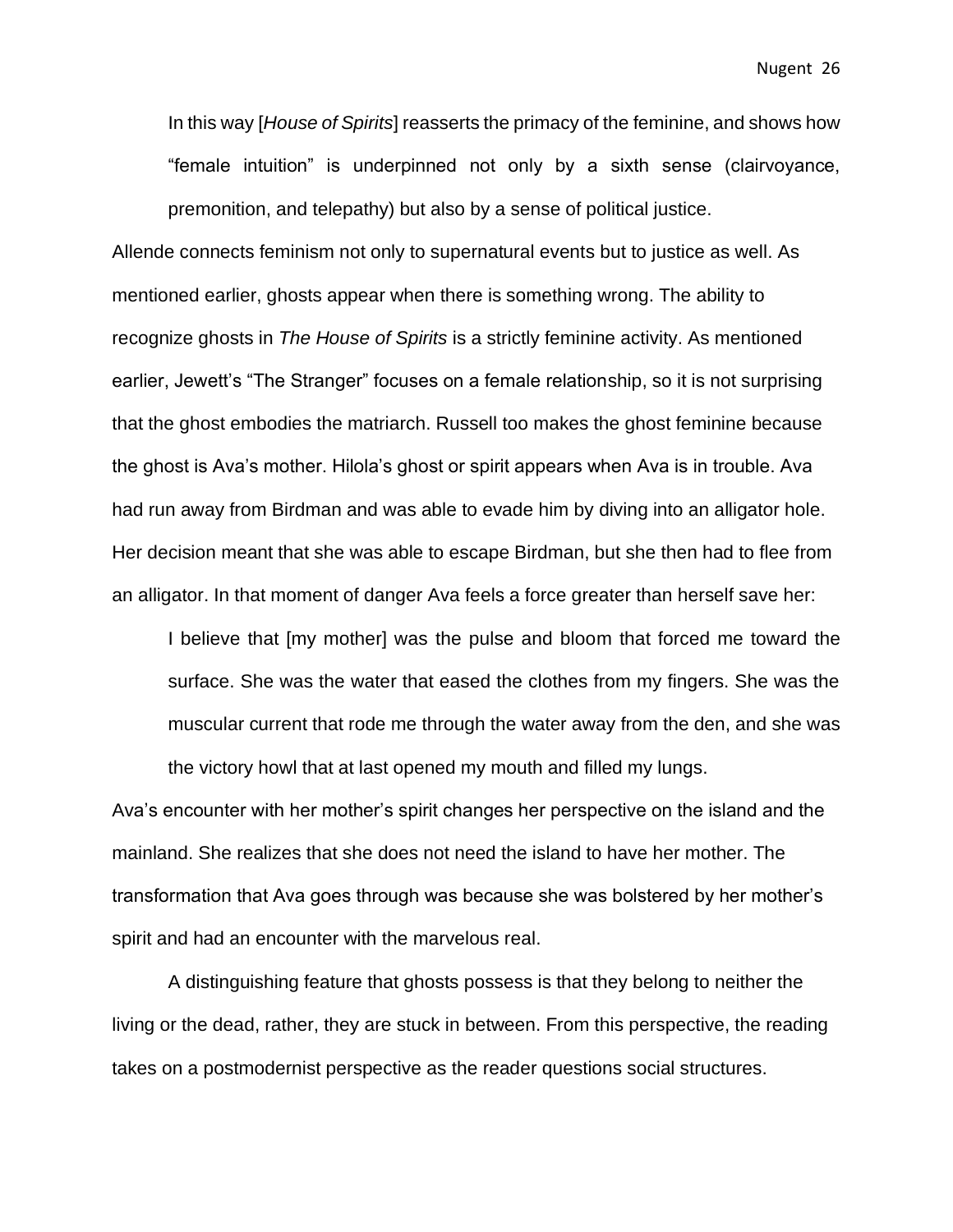> In this way [*House of Spirits*] reasserts the primacy of the feminine, and shows how "female intuition" is underpinned not only by a sixth sense (clairvoyance, premonition, and telepathy) but also by a sense of political justice.

Allende connects feminism not only to supernatural events but to justice as well. As mentioned earlier, ghosts appear when there is something wrong. The ability to recognize ghosts in *The House of Spirits* is a strictly feminine activity. As mentioned earlier, Jewett's "The Stranger" focuses on a female relationship, so it is not surprising that the ghost embodies the matriarch. Russell too makes the ghost feminine because the ghost is Ava's mother. Hilola's ghost or spirit appears when Ava is in trouble. Ava had run away from Birdman and was able to evade him by diving into an alligator hole. Her decision meant that she was able to escape Birdman, but she then had to flee from an alligator. In that moment of danger Ava feels a force greater than herself save her:

> I believe that [my mother] was the pulse and bloom that forced me toward the surface. She was the water that eased the clothes from my fingers. She was the muscular current that rode me through the water away from the den, and she was the victory howl that at last opened my mouth and filled my lungs.

Ava's encounter with her mother's spirit changes her perspective on the island and the mainland. She realizes that she does not need the island to have her mother. The transformation that Ava goes through was because she was bolstered by her mother's spirit and had an encounter with the marvelous real.

A distinguishing feature that ghosts possess is that they belong to neither the living or the dead, rather, they are stuck in between. From this perspective, the reading takes on a postmodernist perspective as the reader questions social structures.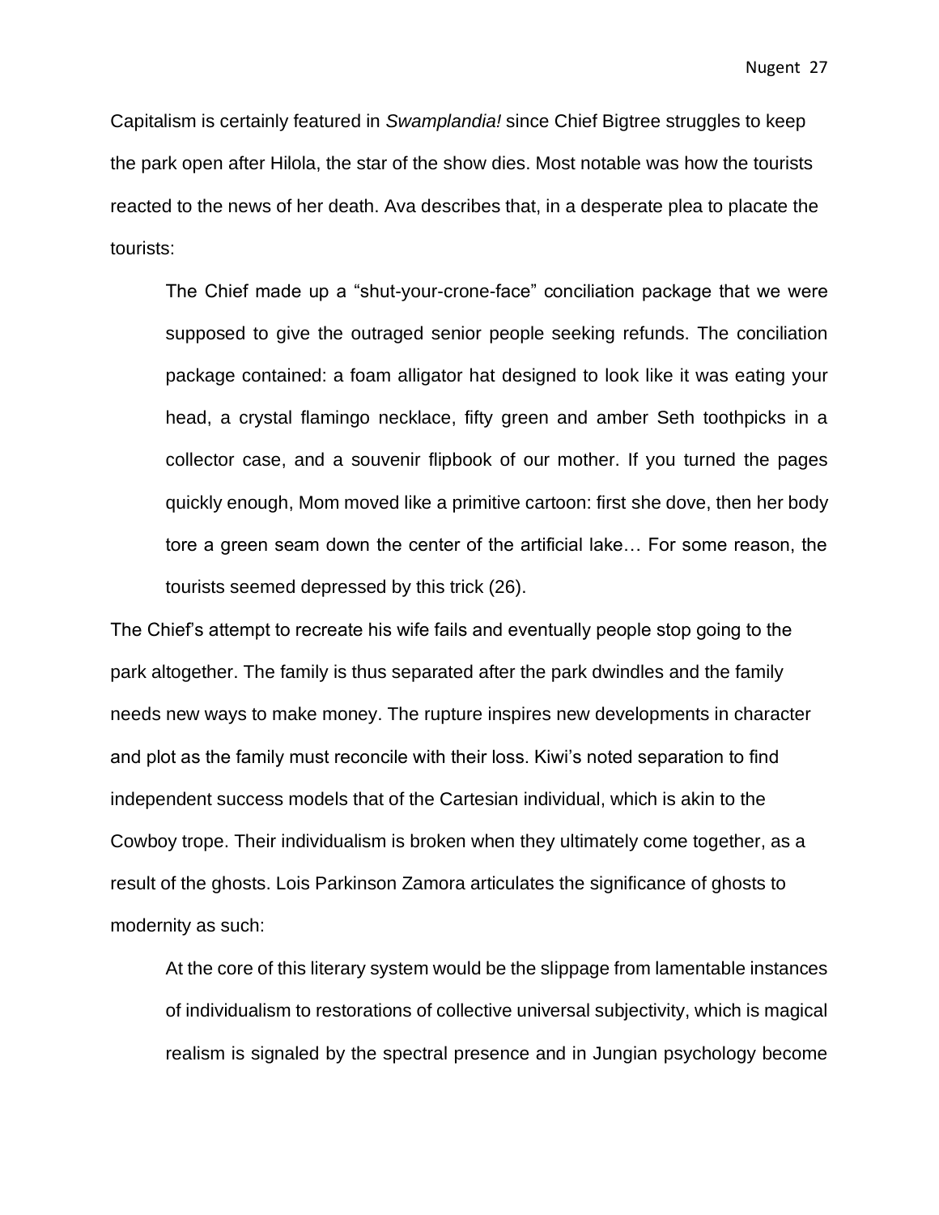Capitalism is certainly featured in *Swamplandia!* since Chief Bigtree struggles to keep the park open after Hilola, the star of the show dies. Most notable was how the tourists reacted to the news of her death. Ava describes that, in a desperate plea to placate the tourists:

> The Chief made up a "shut-your-crone-face" conciliation package that we were supposed to give the outraged senior people seeking refunds. The conciliation package contained: a foam alligator hat designed to look like it was eating your head, a crystal flamingo necklace, fifty green and amber Seth toothpicks in a collector case, and a souvenir flipbook of our mother. If you turned the pages quickly enough, Mom moved like a primitive cartoon: first she dove, then her body tore a green seam down the center of the artificial lake… For some reason, the tourists seemed depressed by this trick (26).

The Chief's attempt to recreate his wife fails and eventually people stop going to the park altogether. The family is thus separated after the park dwindles and the family needs new ways to make money. The rupture inspires new developments in character and plot as the family must reconcile with their loss. Kiwi's noted separation to find independent success models that of the Cartesian individual, which is akin to the Cowboy trope. Their individualism is broken when they ultimately come together, as a result of the ghosts. Lois Parkinson Zamora articulates the significance of ghosts to modernity as such:

> At the core of this literary system would be the slippage from lamentable instances of individualism to restorations of collective universal subjectivity, which is magical realism is signaled by the spectral presence and in Jungian psychology become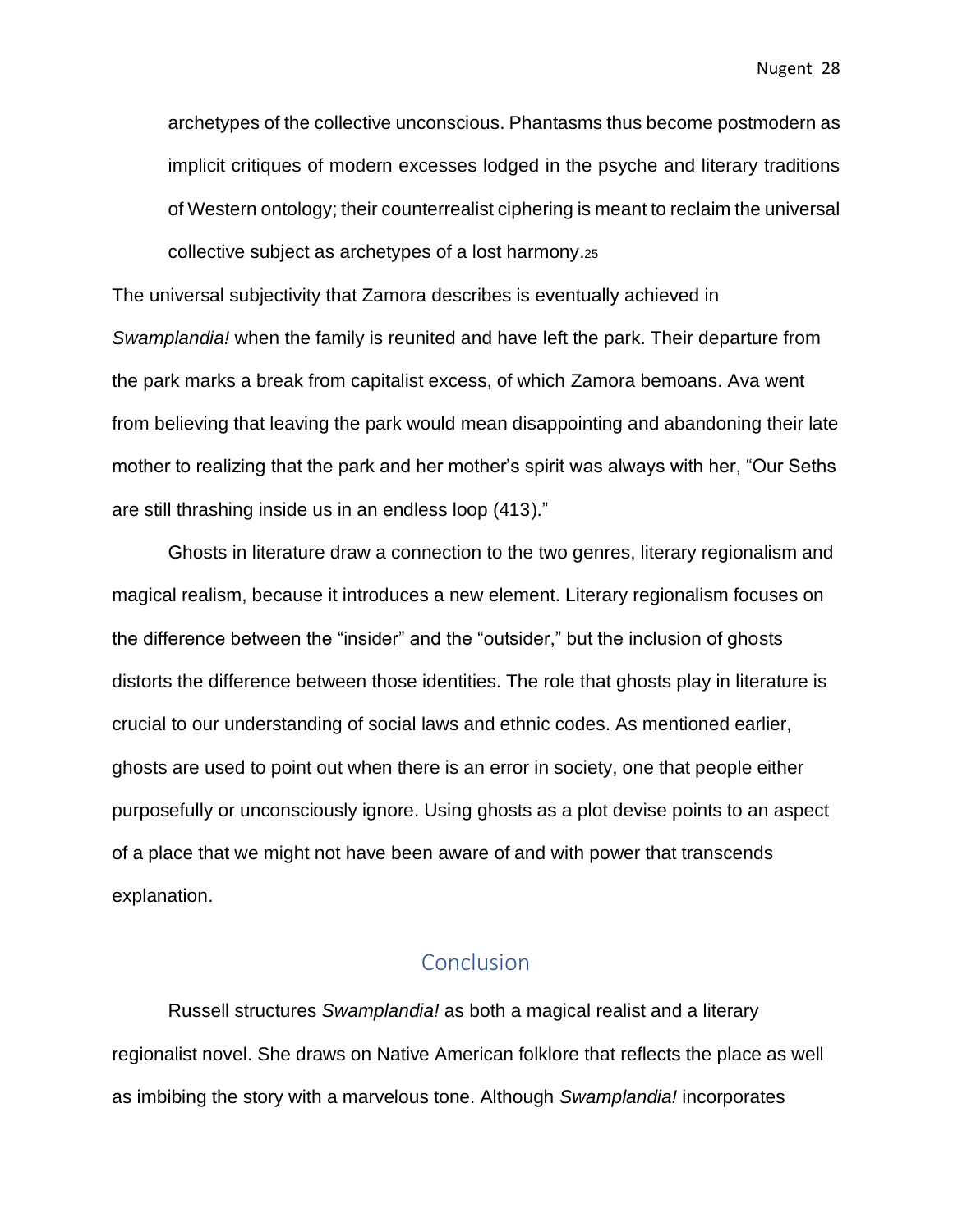archetypes of the collective unconscious. Phantasms thus become postmodern as implicit critiques of modern excesses lodged in the psyche and literary traditions of Western ontology; their counterrealist ciphering is meant to reclaim the universal collective subject as archetypes of a lost harmony.[25]

The universal subjectivity that Zamora describes is eventually achieved in *Swamplandia!* when the family is reunited and have left the park. Their departure from the park marks a break from capitalist excess, of which Zamora bemoans. Ava went from believing that leaving the park would mean disappointing and abandoning their late mother to realizing that the park and her mother's spirit was always with her, "Our Seths are still thrashing inside us in an endless loop (413)."

Ghosts in literature draw a connection to the two genres, literary regionalism and magical realism, because it introduces a new element. Literary regionalism focuses on the difference between the "insider" and the "outsider," but the inclusion of ghosts distorts the difference between those identities. The role that ghosts play in literature is crucial to our understanding of social laws and ethnic codes. As mentioned earlier, ghosts are used to point out when there is an error in society, one that people either purposefully or unconsciously ignore. Using ghosts as a plot devise points to an aspect of a place that we might not have been aware of and with power that transcends explanation.

## Conclusion

Russell structures *Swamplandia!* as both a magical realist and a literary regionalist novel. She draws on Native American folklore that reflects the place as well as imbibing the story with a marvelous tone. Although *Swamplandia!* incorporates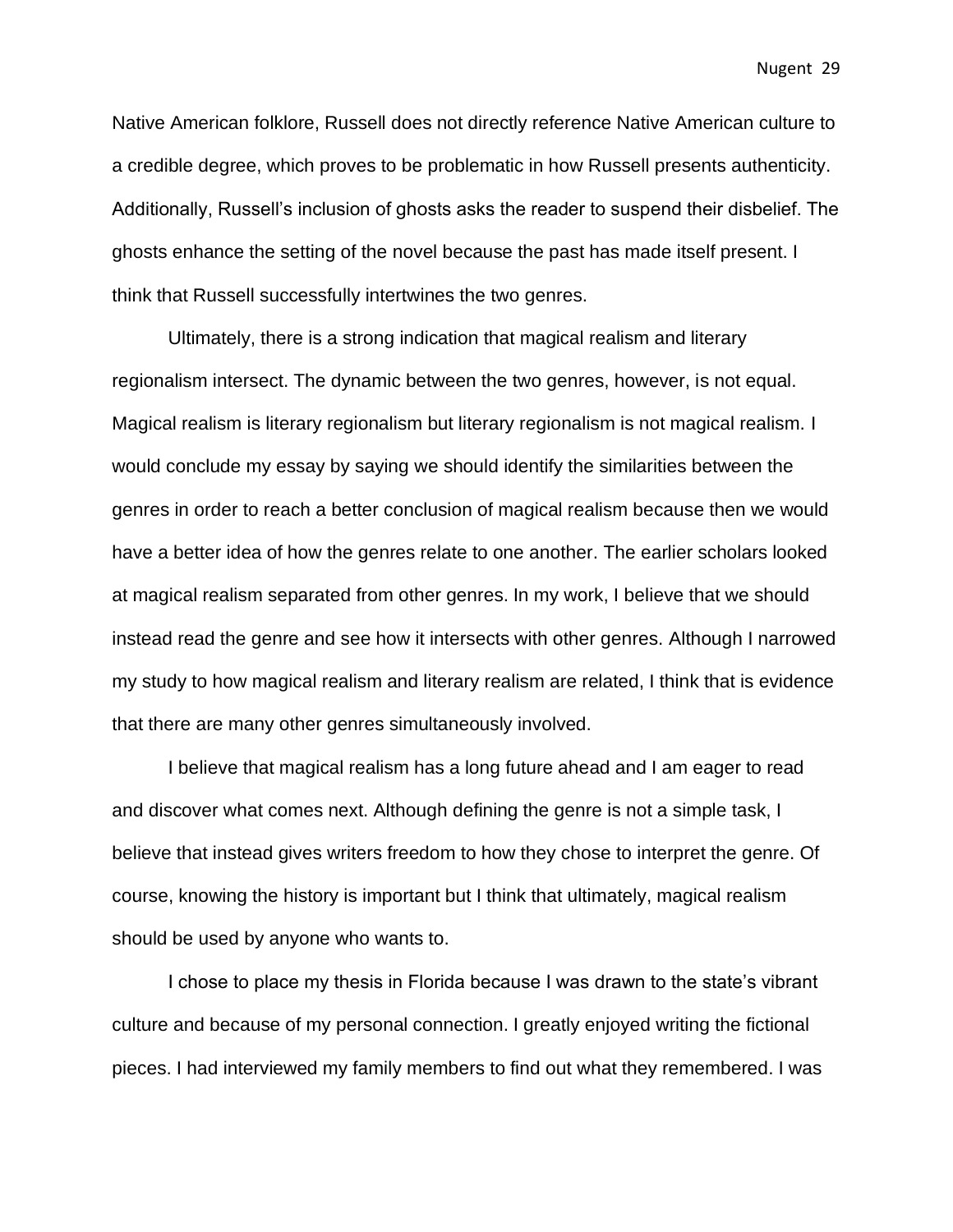Native American folklore, Russell does not directly reference Native American culture to a credible degree, which proves to be problematic in how Russell presents authenticity. Additionally, Russell's inclusion of ghosts asks the reader to suspend their disbelief. The ghosts enhance the setting of the novel because the past has made itself present. I think that Russell successfully intertwines the two genres.

Ultimately, there is a strong indication that magical realism and literary regionalism intersect. The dynamic between the two genres, however, is not equal. Magical realism is literary regionalism but literary regionalism is not magical realism. I would conclude my essay by saying we should identify the similarities between the genres in order to reach a better conclusion of magical realism because then we would have a better idea of how the genres relate to one another. The earlier scholars looked at magical realism separated from other genres. In my work, I believe that we should instead read the genre and see how it intersects with other genres. Although I narrowed my study to how magical realism and literary realism are related, I think that is evidence that there are many other genres simultaneously involved.

I believe that magical realism has a long future ahead and I am eager to read and discover what comes next. Although defining the genre is not a simple task, I believe that instead gives writers freedom to how they chose to interpret the genre. Of course, knowing the history is important but I think that ultimately, magical realism should be used by anyone who wants to.

I chose to place my thesis in Florida because I was drawn to the state's vibrant culture and because of my personal connection. I greatly enjoyed writing the fictional pieces. I had interviewed my family members to find out what they remembered. I was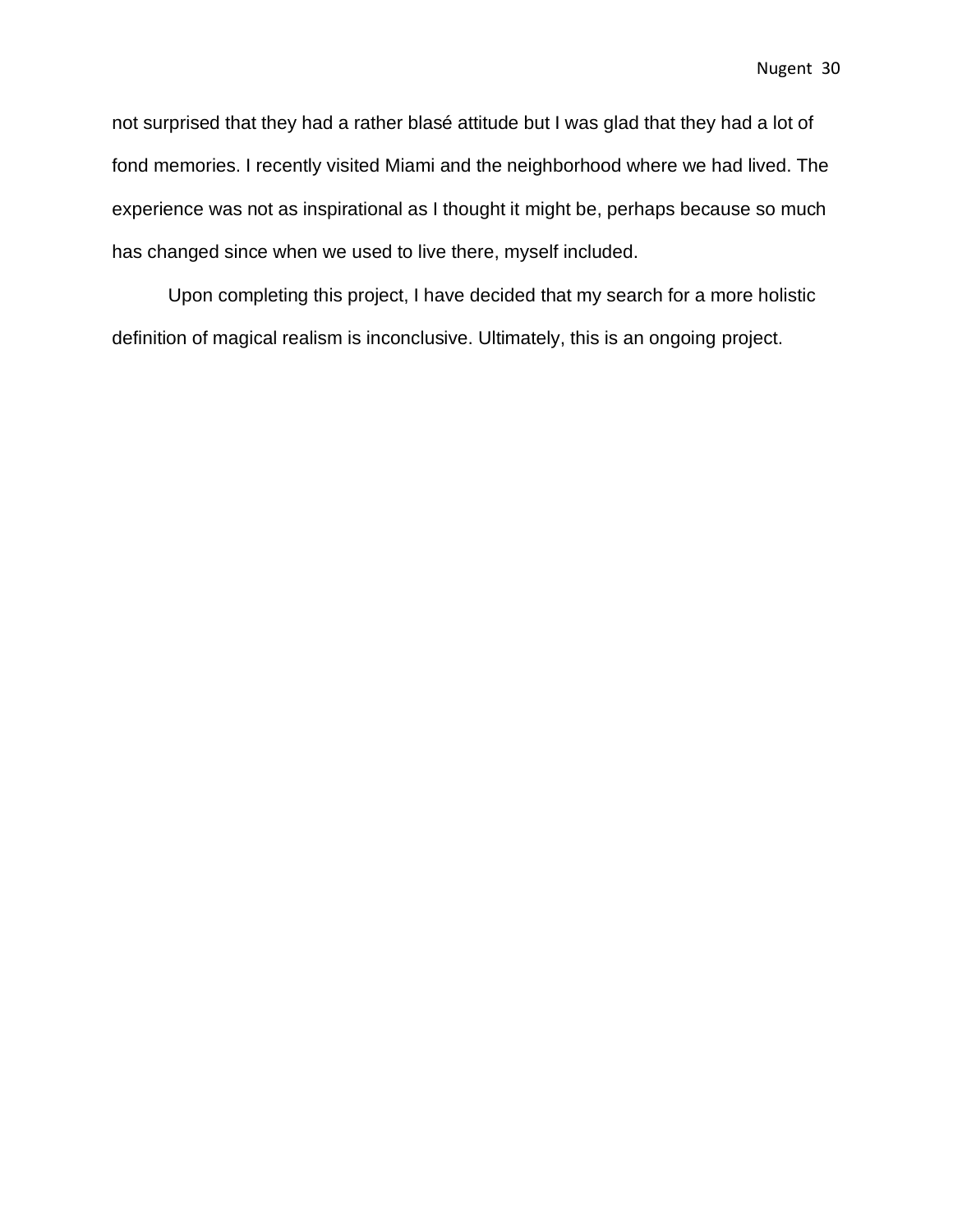not surprised that they had a rather blasé attitude but I was glad that they had a lot of fond memories. I recently visited Miami and the neighborhood where we had lived. The experience was not as inspirational as I thought it might be, perhaps because so much has changed since when we used to live there, myself included.

Upon completing this project, I have decided that my search for a more holistic definition of magical realism is inconclusive. Ultimately, this is an ongoing project.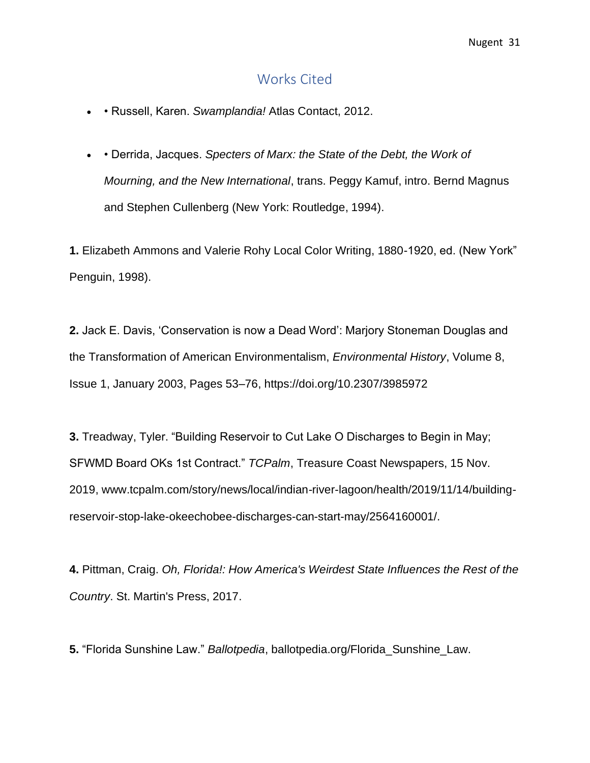## Works Cited

- • Russell, Karen. *Swamplandia!* Atlas Contact, 2012.
- • Derrida, Jacques. *Specters of Marx: the State of the Debt, the Work of Mourning, and the New International*, trans. Peggy Kamuf, intro. Bernd Magnus and Stephen Cullenberg (New York: Routledge, 1994).

**1.** Elizabeth Ammons and Valerie Rohy Local Color Writing, 1880-1920, ed. (New York" Penguin, 1998).

**2.** Jack E. Davis, 'Conservation is now a Dead Word': Marjory Stoneman Douglas and the Transformation of American Environmentalism, *Environmental History*, Volume 8, Issue 1, January 2003, Pages 53–76, https://doi.org/10.2307/3985972

**3.** Treadway, Tyler. "Building Reservoir to Cut Lake O Discharges to Begin in May; SFWMD Board OKs 1st Contract." *TCPalm*, Treasure Coast Newspapers, 15 Nov. 2019, www.tcpalm.com/story/news/local/indian-river-lagoon/health/2019/11/14/building-reservoir-stop-lake-okeechobee-discharges-can-start-may/2564160001/.

**4.** Pittman, Craig. *Oh, Florida!: How America's Weirdest State Influences the Rest of the Country*. St. Martin's Press, 2017.

**5.** "Florida Sunshine Law." *Ballotpedia*, ballotpedia.org/Florida_Sunshine_Law.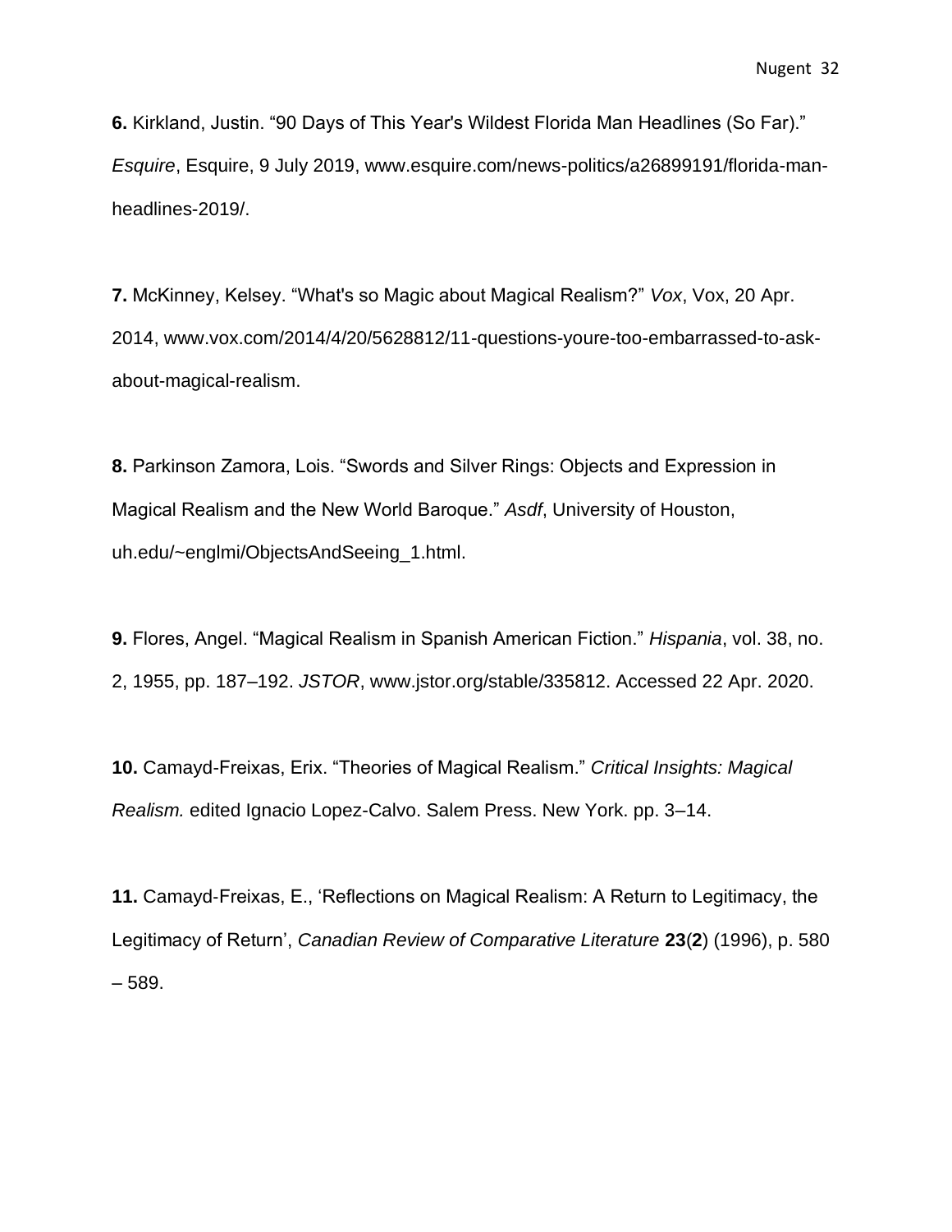**6.** Kirkland, Justin. “90 Days of This Year's Wildest Florida Man Headlines (So Far).” *Esquire*, Esquire, 9 July 2019, www.esquire.com/news-politics/a26899191/florida-man-headlines-2019/.

**7.** McKinney, Kelsey. “What's so Magic about Magical Realism?” *Vox*, Vox, 20 Apr. 2014, www.vox.com/2014/4/20/5628812/11-questions-youre-too-embarrassed-to-ask-about-magical-realism.

**8.** Parkinson Zamora, Lois. “Swords and Silver Rings: Objects and Expression in Magical Realism and the New World Baroque.” *Asdf*, University of Houston, uh.edu/~englmi/ObjectsAndSeeing_1.html.

**9.** Flores, Angel. “Magical Realism in Spanish American Fiction.” *Hispania*, vol. 38, no. 2, 1955, pp. 187–192. *JSTOR*, www.jstor.org/stable/335812. Accessed 22 Apr. 2020.

**10.** Camayd-Freixas, Erix. “Theories of Magical Realism.” *Critical Insights: Magical Realism.* edited Ignacio Lopez-Calvo. Salem Press. New York. pp. 3–14.

**11.** Camayd-Freixas, E., ‘Reflections on Magical Realism: A Return to Legitimacy, the Legitimacy of Return’, *Canadian Review of Comparative Literature* **23**(**2**) (1996), p. 580 – 589.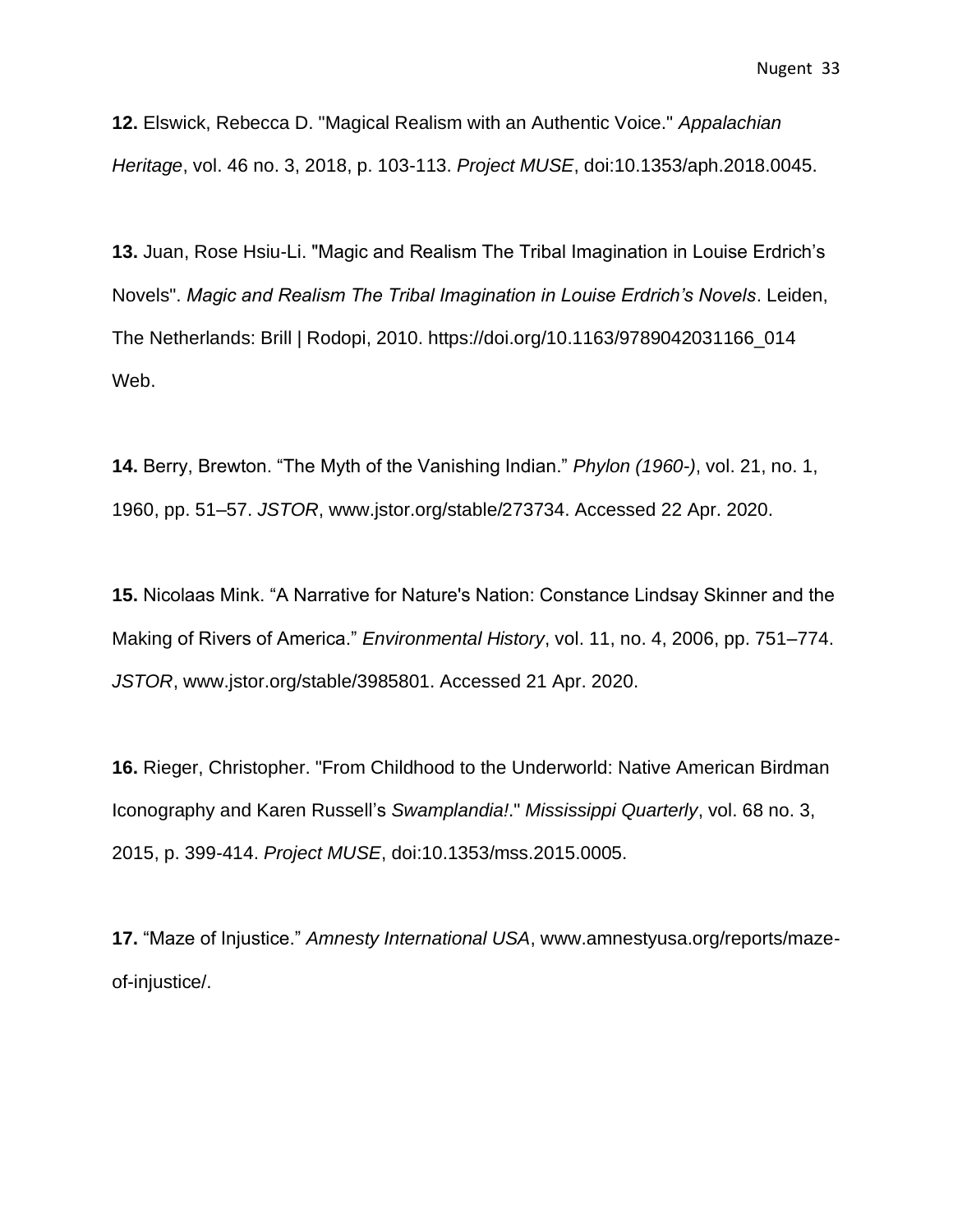**12.** Elswick, Rebecca D. "Magical Realism with an Authentic Voice." *Appalachian Heritage*, vol. 46 no. 3, 2018, p. 103-113. *Project MUSE*, doi:10.1353/aph.2018.0045.

**13.** Juan, Rose Hsiu-Li. "Magic and Realism The Tribal Imagination in Louise Erdrich's Novels". *Magic and Realism The Tribal Imagination in Louise Erdrich's Novels*. Leiden, The Netherlands: Brill | Rodopi, 2010. https://doi.org/10.1163/9789042031166_014 Web.

**14.** Berry, Brewton. "The Myth of the Vanishing Indian." *Phylon (1960-)*, vol. 21, no. 1, 1960, pp. 51–57. *JSTOR*, www.jstor.org/stable/273734. Accessed 22 Apr. 2020.

**15.** Nicolaas Mink. "A Narrative for Nature's Nation: Constance Lindsay Skinner and the Making of Rivers of America." *Environmental History*, vol. 11, no. 4, 2006, pp. 751–774. *JSTOR*, www.jstor.org/stable/3985801. Accessed 21 Apr. 2020.

**16.** Rieger, Christopher. "From Childhood to the Underworld: Native American Birdman Iconography and Karen Russell's *Swamplandia!*." *Mississippi Quarterly*, vol. 68 no. 3, 2015, p. 399-414. *Project MUSE*, doi:10.1353/mss.2015.0005.

**17.** "Maze of Injustice." *Amnesty International USA*, www.amnestyusa.org/reports/maze-of-injustice/.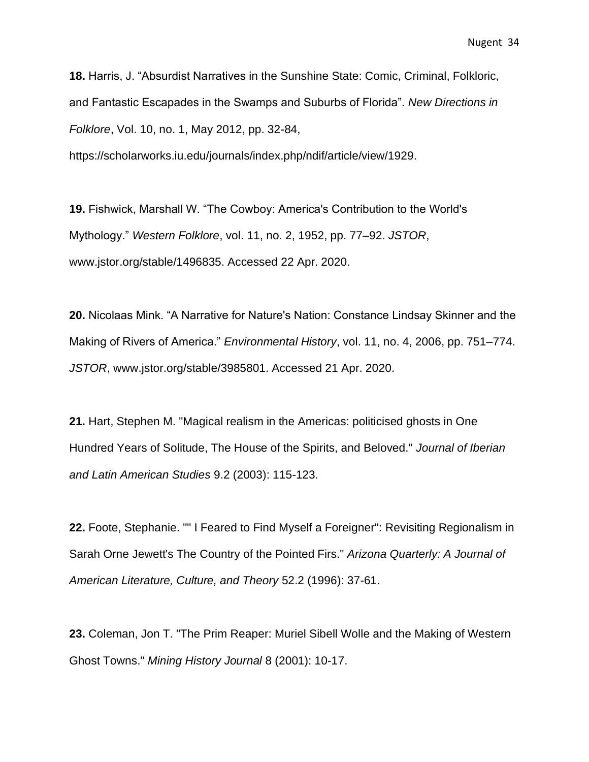**18.** Harris, J. "Absurdist Narratives in the Sunshine State: Comic, Criminal, Folkloric, and Fantastic Escapades in the Swamps and Suburbs of Florida". *New Directions in Folklore*, Vol. 10, no. 1, May 2012, pp. 32-84, https://scholarworks.iu.edu/journals/index.php/ndif/article/view/1929.

**19.** Fishwick, Marshall W. "The Cowboy: America's Contribution to the World's Mythology." *Western Folklore*, vol. 11, no. 2, 1952, pp. 77–92. *JSTOR*, www.jstor.org/stable/1496835. Accessed 22 Apr. 2020.

**20.** Nicolaas Mink. "A Narrative for Nature's Nation: Constance Lindsay Skinner and the Making of Rivers of America." *Environmental History*, vol. 11, no. 4, 2006, pp. 751–774. *JSTOR*, www.jstor.org/stable/3985801. Accessed 21 Apr. 2020.

**21.** Hart, Stephen M. "Magical realism in the Americas: politicised ghosts in One Hundred Years of Solitude, The House of the Spirits, and Beloved." *Journal of Iberian and Latin American Studies* 9.2 (2003): 115-123.

**22.** Foote, Stephanie. "" I Feared to Find Myself a Foreigner": Revisiting Regionalism in Sarah Orne Jewett's The Country of the Pointed Firs." *Arizona Quarterly: A Journal of American Literature, Culture, and Theory* 52.2 (1996): 37-61.

**23.** Coleman, Jon T. "The Prim Reaper: Muriel Sibell Wolle and the Making of Western Ghost Towns." *Mining History Journal* 8 (2001): 10-17.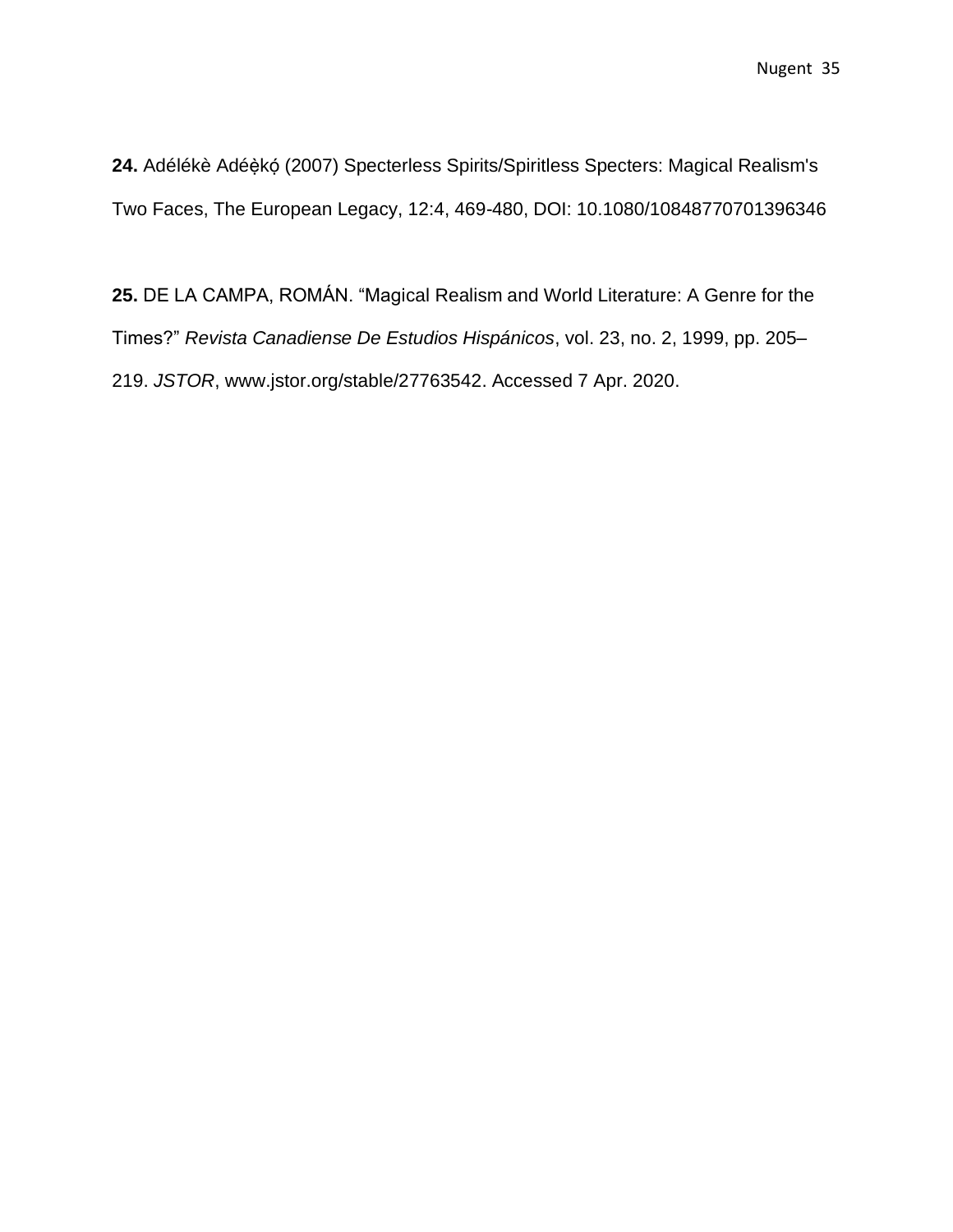**24.** Adélékè Adéẹ̀kọ́ (2007) Specterless Spirits/Spiritless Specters: Magical Realism's Two Faces, The European Legacy, 12:4, 469-480, DOI: 10.1080/10848770701396346

**25.** DE LA CAMPA, ROMÁN. "Magical Realism and World Literature: A Genre for the Times?" *Revista Canadiense De Estudios Hispánicos*, vol. 23, no. 2, 1999, pp. 205–219. *JSTOR*, www.jstor.org/stable/27763542. Accessed 7 Apr. 2020.